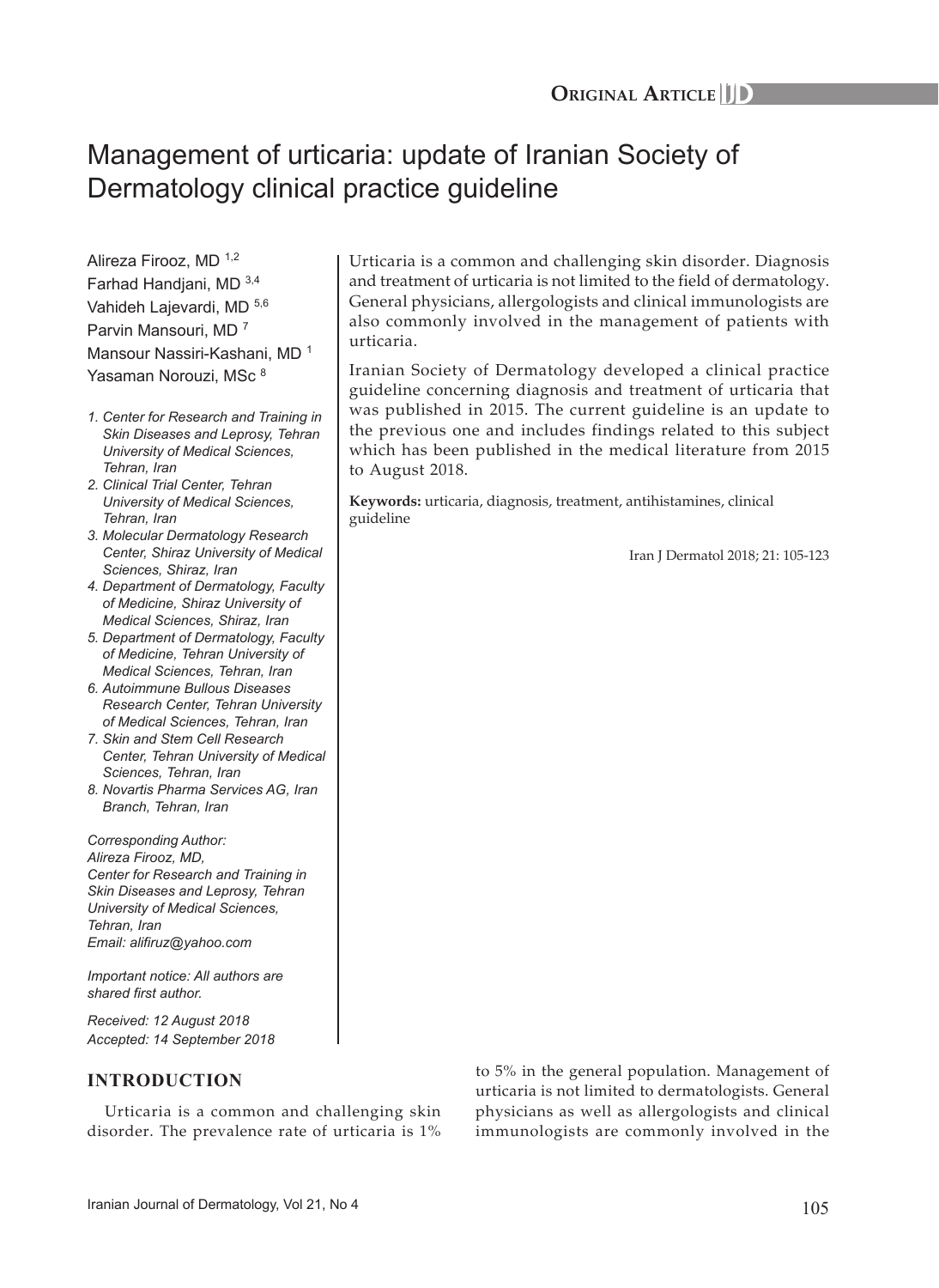Original Article

# Management of urticaria: update of Iranian Society of Dermatology clinical practice guideline

Alireza Firooz, MD [1,2]
Farhad Handjani, MD [3,4]
Vahideh Lajevardi, MD [5,6]
Parvin Mansouri, MD [7]
Mansour Nassiri-Kashani, MD [1]
Yasaman Norouzi, MSc [8]

*1. Center for Research and Training in Skin Diseases and Leprosy, Tehran University of Medical Sciences, Tehran, Iran*
*2. Clinical Trial Center, Tehran University of Medical Sciences, Tehran, Iran*
*3. Molecular Dermatology Research Center, Shiraz University of Medical Sciences, Shiraz, Iran*
*4. Department of Dermatology, Faculty of Medicine, Shiraz University of Medical Sciences, Shiraz, Iran*
*5. Department of Dermatology, Faculty of Medicine, Tehran University of Medical Sciences, Tehran, Iran*
*6. Autoimmune Bullous Diseases Research Center, Tehran University of Medical Sciences, Tehran, Iran*
*7. Skin and Stem Cell Research Center, Tehran University of Medical Sciences, Tehran, Iran*
*8. Novartis Pharma Services AG, Iran Branch, Tehran, Iran*

*Corresponding Author:*
*Alireza Firooz, MD,*
*Center for Research and Training in Skin Diseases and Leprosy, Tehran University of Medical Sciences, Tehran, Iran*
*Email: alifiruz@yahoo.com*

*Important notice: All authors are shared first author.*

*Received: 12 August 2018*
*Accepted: 14 September 2018*

Urticaria is a common and challenging skin disorder. Diagnosis and treatment of urticaria is not limited to the field of dermatology. General physicians, allergologists and clinical immunologists are also commonly involved in the management of patients with urticaria.

Iranian Society of Dermatology developed a clinical practice guideline concerning diagnosis and treatment of urticaria that was published in 2015. The current guideline is an update to the previous one and includes findings related to this subject which has been published in the medical literature from 2015 to August 2018.

**Keywords:** urticaria, diagnosis, treatment, antihistamines, clinical guideline

Iran J Dermatol 2018; 21: 105-123

## INTRODUCTION

Urticaria is a common and challenging skin disorder. The prevalence rate of urticaria is 1% to 5% in the general population. Management of urticaria is not limited to dermatologists. General physicians as well as allergologists and clinical immunologists are commonly involved in the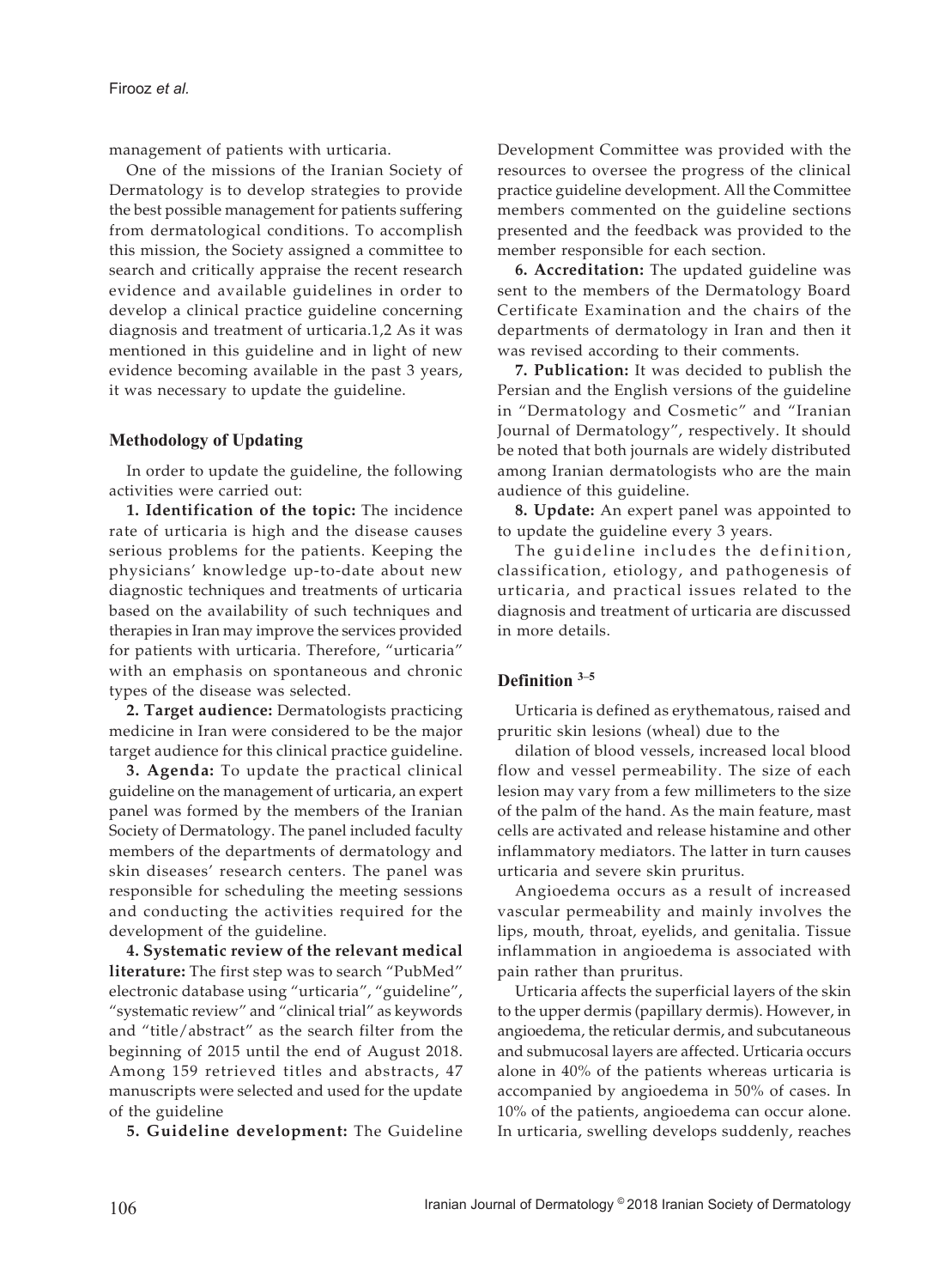management of patients with urticaria.

One of the missions of the Iranian Society of Dermatology is to develop strategies to provide the best possible management for patients suffering from dermatological conditions. To accomplish this mission, the Society assigned a committee to search and critically appraise the recent research evidence and available guidelines in order to develop a clinical practice guideline concerning diagnosis and treatment of urticaria.1,2 As it was mentioned in this guideline and in light of new evidence becoming available in the past 3 years, it was necessary to update the guideline.

## Methodology of Updating

In order to update the guideline, the following activities were carried out:

**1. Identification of the topic:** The incidence rate of urticaria is high and the disease causes serious problems for the patients. Keeping the physicians' knowledge up-to-date about new diagnostic techniques and treatments of urticaria based on the availability of such techniques and therapies in Iran may improve the services provided for patients with urticaria. Therefore, "urticaria" with an emphasis on spontaneous and chronic types of the disease was selected.

**2. Target audience:** Dermatologists practicing medicine in Iran were considered to be the major target audience for this clinical practice guideline.

**3. Agenda:** To update the practical clinical guideline on the management of urticaria, an expert panel was formed by the members of the Iranian Society of Dermatology. The panel included faculty members of the departments of dermatology and skin diseases' research centers. The panel was responsible for scheduling the meeting sessions and conducting the activities required for the development of the guideline.

**4. Systematic review of the relevant medical literature:** The first step was to search "PubMed" electronic database using "urticaria", "guideline", "systematic review" and "clinical trial" as keywords and "title/abstract" as the search filter from the beginning of 2015 until the end of August 2018. Among 159 retrieved titles and abstracts, 47 manuscripts were selected and used for the update of the guideline

**5. Guideline development:** The Guideline Development Committee was provided with the resources to oversee the progress of the clinical practice guideline development. All the Committee members commented on the guideline sections presented and the feedback was provided to the member responsible for each section.

**6. Accreditation:** The updated guideline was sent to the members of the Dermatology Board Certificate Examination and the chairs of the departments of dermatology in Iran and then it was revised according to their comments.

**7. Publication:** It was decided to publish the Persian and the English versions of the guideline in "Dermatology and Cosmetic" and "Iranian Journal of Dermatology", respectively. It should be noted that both journals are widely distributed among Iranian dermatologists who are the main audience of this guideline.

**8. Update:** An expert panel was appointed to to update the guideline every 3 years.

The guideline includes the definition, classification, etiology, and pathogenesis of urticaria, and practical issues related to the diagnosis and treatment of urticaria are discussed in more details.

## Definition [3–5]

Urticaria is defined as erythematous, raised and pruritic skin lesions (wheal) due to the dilation of blood vessels, increased local blood flow and vessel permeability. The size of each lesion may vary from a few millimeters to the size of the palm of the hand. As the main feature, mast cells are activated and release histamine and other inflammatory mediators. The latter in turn causes urticaria and severe skin pruritus.

Angioedema occurs as a result of increased vascular permeability and mainly involves the lips, mouth, throat, eyelids, and genitalia. Tissue inflammation in angioedema is associated with pain rather than pruritus.

Urticaria affects the superficial layers of the skin to the upper dermis (papillary dermis). However, in angioedema, the reticular dermis, and subcutaneous and submucosal layers are affected. Urticaria occurs alone in 40% of the patients whereas urticaria is accompanied by angioedema in 50% of cases. In 10% of the patients, angioedema can occur alone. In urticaria, swelling develops suddenly, reaches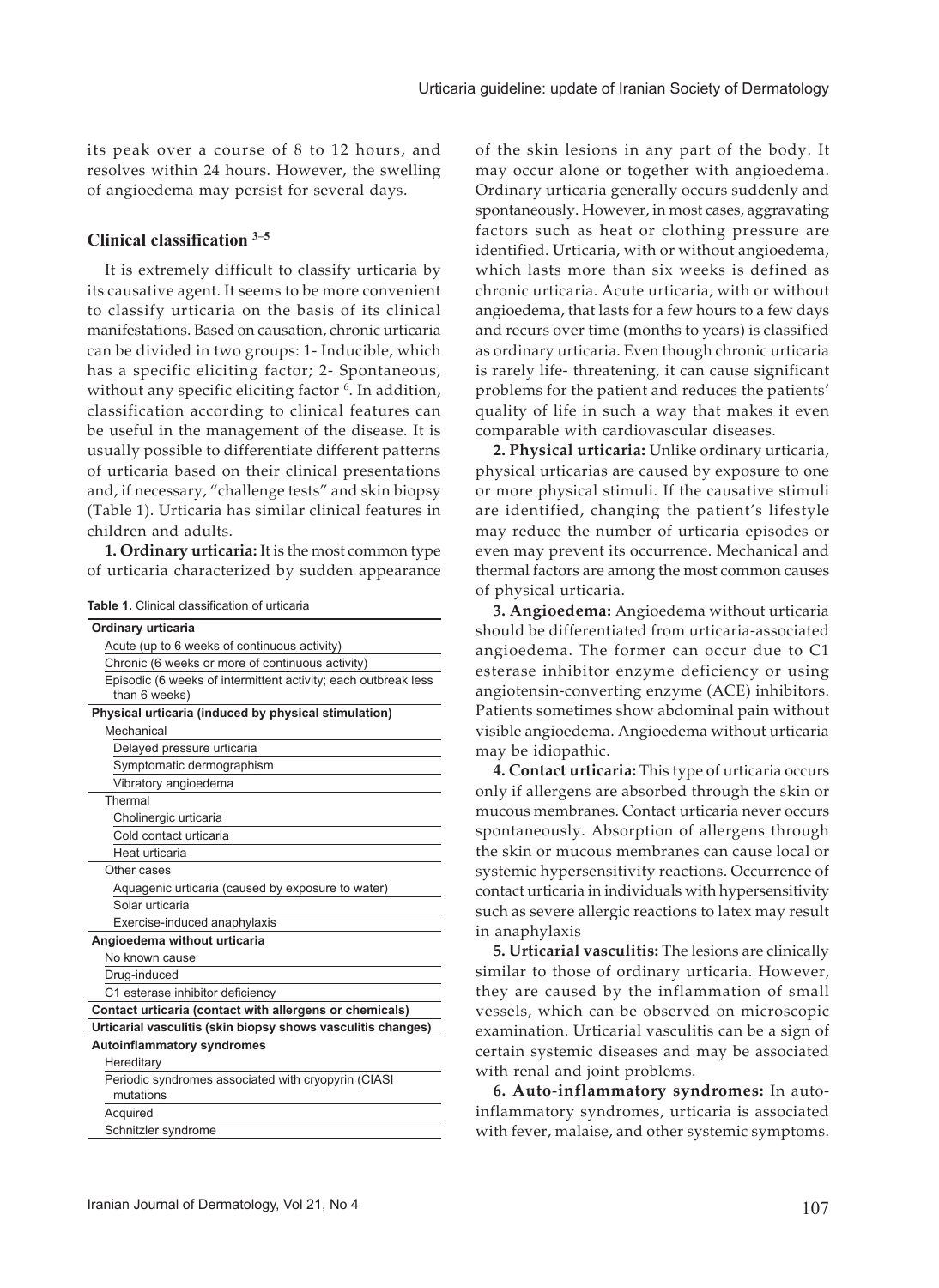its peak over a course of 8 to 12 hours, and resolves within 24 hours. However, the swelling of angioedema may persist for several days.

### Clinical classification [3–5]

It is extremely difficult to classify urticaria by its causative agent. It seems to be more convenient to classify urticaria on the basis of its clinical manifestations. Based on causation, chronic urticaria can be divided in two groups: 1- Inducible, which has a specific eliciting factor; 2- Spontaneous, without any specific eliciting factor [6]. In addition, classification according to clinical features can be useful in the management of the disease. It is usually possible to differentiate different patterns of urticaria based on their clinical presentations and, if necessary, "challenge tests" and skin biopsy (Table 1). Urticaria has similar clinical features in children and adults.

**1. Ordinary urticaria:** It is the most common type of urticaria characterized by sudden appearance of the skin lesions in any part of the body. It may occur alone or together with angioedema. Ordinary urticaria generally occurs suddenly and spontaneously. However, in most cases, aggravating factors such as heat or clothing pressure are identified. Urticaria, with or without angioedema, which lasts more than six weeks is defined as chronic urticaria. Acute urticaria, with or without angioedema, that lasts for a few hours to a few days and recurs over time (months to years) is classified as ordinary urticaria. Even though chronic urticaria is rarely life- threatening, it can cause significant problems for the patient and reduces the patients' quality of life in such a way that makes it even comparable with cardiovascular diseases.

**Table 1.** Clinical classification of urticaria

| |
|---|
| **Ordinary urticaria** |
| Acute (up to 6 weeks of continuous activity) |
| Chronic (6 weeks or more of continuous activity) |
| Episodic (6 weeks of intermittent activity; each outbreak less than 6 weeks) |
| **Physical urticaria (induced by physical stimulation)** |
| Mechanical |
| Delayed pressure urticaria |
| Symptomatic dermographism |
| Vibratory angioedema |
| Thermal |
| Cholinergic urticaria |
| Cold contact urticaria |
| Heat urticaria |
| Other cases |
| Aquagenic urticaria (caused by exposure to water) |
| Solar urticaria |
| Exercise-induced anaphylaxis |
| **Angioedema without urticaria** |
| No known cause |
| Drug-induced |
| C1 esterase inhibitor deficiency |
| **Contact urticaria (contact with allergens or chemicals)** |
| **Urticarial vasculitis (skin biopsy shows vasculitis changes)** |
| **Autoinflammatory syndromes** |
| Hereditary |
| Periodic syndromes associated with cryopyrin (CIASI mutations |
| Acquired |
| Schnitzler syndrome |

**2. Physical urticaria:** Unlike ordinary urticaria, physical urticarias are caused by exposure to one or more physical stimuli. If the causative stimuli are identified, changing the patient's lifestyle may reduce the number of urticaria episodes or even may prevent its occurrence. Mechanical and thermal factors are among the most common causes of physical urticaria.

**3. Angioedema:** Angioedema without urticaria should be differentiated from urticaria-associated angioedema. The former can occur due to C1 esterase inhibitor enzyme deficiency or using angiotensin-converting enzyme (ACE) inhibitors. Patients sometimes show abdominal pain without visible angioedema. Angioedema without urticaria may be idiopathic.

**4. Contact urticaria:** This type of urticaria occurs only if allergens are absorbed through the skin or mucous membranes. Contact urticaria never occurs spontaneously. Absorption of allergens through the skin or mucous membranes can cause local or systemic hypersensitivity reactions. Occurrence of contact urticaria in individuals with hypersensitivity such as severe allergic reactions to latex may result in anaphylaxis

**5. Urticarial vasculitis:** The lesions are clinically similar to those of ordinary urticaria. However, they are caused by the inflammation of small vessels, which can be observed on microscopic examination. Urticarial vasculitis can be a sign of certain systemic diseases and may be associated with renal and joint problems.

**6. Auto-inflammatory syndromes:** In auto-inflammatory syndromes, urticaria is associated with fever, malaise, and other systemic symptoms.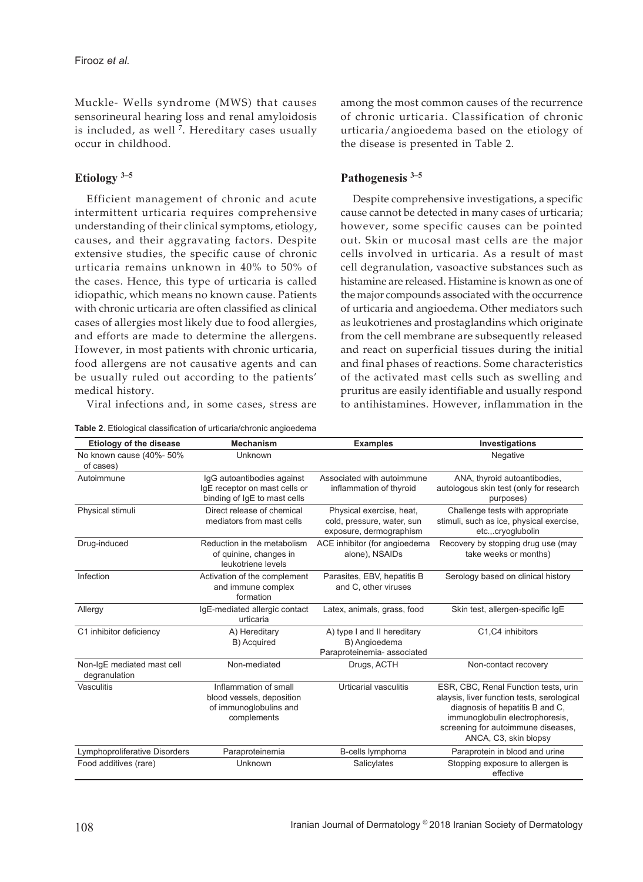Muckle- Wells syndrome (MWS) that causes sensorineural hearing loss and renal amyloidosis is included, as well [7]. Hereditary cases usually occur in childhood.

## Etiology [3–5]

Efficient management of chronic and acute intermittent urticaria requires comprehensive understanding of their clinical symptoms, etiology, causes, and their aggravating factors. Despite extensive studies, the specific cause of chronic urticaria remains unknown in 40% to 50% of the cases. Hence, this type of urticaria is called idiopathic, which means no known cause. Patients with chronic urticaria are often classified as clinical cases of allergies most likely due to food allergies, and efforts are made to determine the allergens. However, in most patients with chronic urticaria, food allergens are not causative agents and can be usually ruled out according to the patients' medical history.

Viral infections and, in some cases, stress are among the most common causes of the recurrence of chronic urticaria. Classification of chronic urticaria/angioedema based on the etiology of the disease is presented in Table 2.

## Pathogenesis [3–5]

Despite comprehensive investigations, a specific cause cannot be detected in many cases of urticaria; however, some specific causes can be pointed out. Skin or mucosal mast cells are the major cells involved in urticaria. As a result of mast cell degranulation, vasoactive substances such as histamine are released. Histamine is known as one of the major compounds associated with the occurrence of urticaria and angioedema. Other mediators such as leukotrienes and prostaglandins which originate from the cell membrane are subsequently released and react on superficial tissues during the initial and final phases of reactions. Some characteristics of the activated mast cells such as swelling and pruritus are easily identifiable and usually respond to antihistamines. However, inflammation in the

**Table 2**. Etiological classification of urticaria/chronic angioedema

| Etiology of the disease | Mechanism | Examples | Investigations |
|---|---|---|---|
| No known cause (40%- 50% of cases) | Unknown | | Negative |
| Autoimmune | IgG autoantibodies against IgE receptor on mast cells or binding of IgE to mast cells | Associated with autoimmune inflammation of thyroid | ANA, thyroid autoantibodies, autologous skin test (only for research purposes) |
| Physical stimuli | Direct release of chemical mediators from mast cells | Physical exercise, heat, cold, pressure, water, sun exposure, dermographism | Challenge tests with appropriate stimuli, such as ice, physical exercise, etc.,.cryoglubolin |
| Drug-induced | Reduction in the metabolism of quinine, changes in leukotriene levels | ACE inhibitor (for angioedema alone), NSAIDs | Recovery by stopping drug use (may take weeks or months) |
| Infection | Activation of the complement and immune complex formation | Parasites, EBV, hepatitis B and C, other viruses | Serology based on clinical history |
| Allergy | IgE-mediated allergic contact urticaria | Latex, animals, grass, food | Skin test, allergen-specific IgE |
| C1 inhibitor deficiency | A) Hereditary<br>B) Acquired | A) type I and II hereditary<br>B) Angioedema Paraproteinemia- associated | C1,C4 inhibitors |
| Non-IgE mediated mast cell degranulation | Non-mediated | Drugs, ACTH | Non-contact recovery |
| Vasculitis | Inflammation of small blood vessels, deposition of immunoglobulins and complements | Urticarial vasculitis | ESR, CBC, Renal Function tests, urin alaysis, liver function tests, serological diagnosis of hepatitis B and C, immunoglobulin electrophoresis, screening for autoimmune diseases, ANCA, C3, skin biopsy |
| Lymphoproliferative Disorders | Paraproteinemia | B-cells lymphoma | Paraprotein in blood and urine |
| Food additives (rare) | Unknown | Salicylates | Stopping exposure to allergen is effective |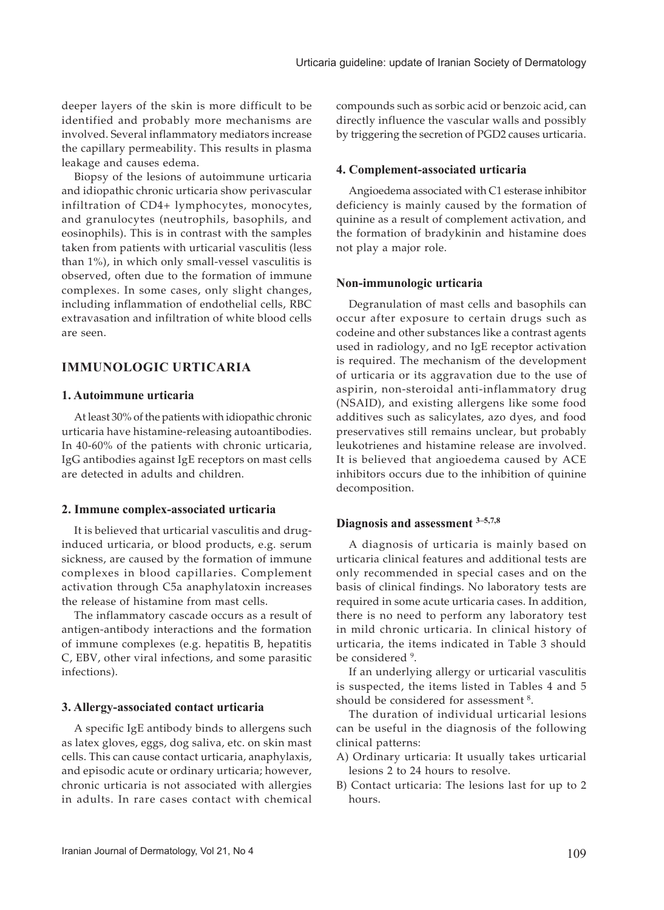deeper layers of the skin is more difficult to be identified and probably more mechanisms are involved. Several inflammatory mediators increase the capillary permeability. This results in plasma leakage and causes edema.

Biopsy of the lesions of autoimmune urticaria and idiopathic chronic urticaria show perivascular infiltration of CD4+ lymphocytes, monocytes, and granulocytes (neutrophils, basophils, and eosinophils). This is in contrast with the samples taken from patients with urticarial vasculitis (less than 1%), in which only small-vessel vasculitis is observed, often due to the formation of immune complexes. In some cases, only slight changes, including inflammation of endothelial cells, RBC extravasation and infiltration of white blood cells are seen.

## IMMUNOLOGIC URTICARIA

### 1. Autoimmune urticaria

At least 30% of the patients with idiopathic chronic urticaria have histamine-releasing autoantibodies. In 40-60% of the patients with chronic urticaria, IgG antibodies against IgE receptors on mast cells are detected in adults and children.

### 2. Immune complex-associated urticaria

It is believed that urticarial vasculitis and drug-induced urticaria, or blood products, e.g. serum sickness, are caused by the formation of immune complexes in blood capillaries. Complement activation through C5a anaphylatoxin increases the release of histamine from mast cells.

The inflammatory cascade occurs as a result of antigen-antibody interactions and the formation of immune complexes (e.g. hepatitis B, hepatitis C, EBV, other viral infections, and some parasitic infections).

### 3. Allergy-associated contact urticaria

A specific IgE antibody binds to allergens such as latex gloves, eggs, dog saliva, etc. on skin mast cells. This can cause contact urticaria, anaphylaxis, and episodic acute or ordinary urticaria; however, chronic urticaria is not associated with allergies in adults. In rare cases contact with chemical compounds such as sorbic acid or benzoic acid, can directly influence the vascular walls and possibly by triggering the secretion of PGD2 causes urticaria.

### 4. Complement-associated urticaria

Angioedema associated with C1 esterase inhibitor deficiency is mainly caused by the formation of quinine as a result of complement activation, and the formation of bradykinin and histamine does not play a major role.

### Non-immunologic urticaria

Degranulation of mast cells and basophils can occur after exposure to certain drugs such as codeine and other substances like a contrast agents used in radiology, and no IgE receptor activation is required. The mechanism of the development of urticaria or its aggravation due to the use of aspirin, non-steroidal anti-inflammatory drug (NSAID), and existing allergens like some food additives such as salicylates, azo dyes, and food preservatives still remains unclear, but probably leukotrienes and histamine release are involved. It is believed that angioedema caused by ACE inhibitors occurs due to the inhibition of quinine decomposition.

### Diagnosis and assessment [3–5,7,8]

A diagnosis of urticaria is mainly based on urticaria clinical features and additional tests are only recommended in special cases and on the basis of clinical findings. No laboratory tests are required in some acute urticaria cases. In addition, there is no need to perform any laboratory test in mild chronic urticaria. In clinical history of urticaria, the items indicated in Table 3 should be considered [9].

If an underlying allergy or urticarial vasculitis is suspected, the items listed in Tables 4 and 5 should be considered for assessment [8].

The duration of individual urticarial lesions can be useful in the diagnosis of the following clinical patterns:

A) Ordinary urticaria: It usually takes urticarial lesions 2 to 24 hours to resolve.

B) Contact urticaria: The lesions last for up to 2 hours.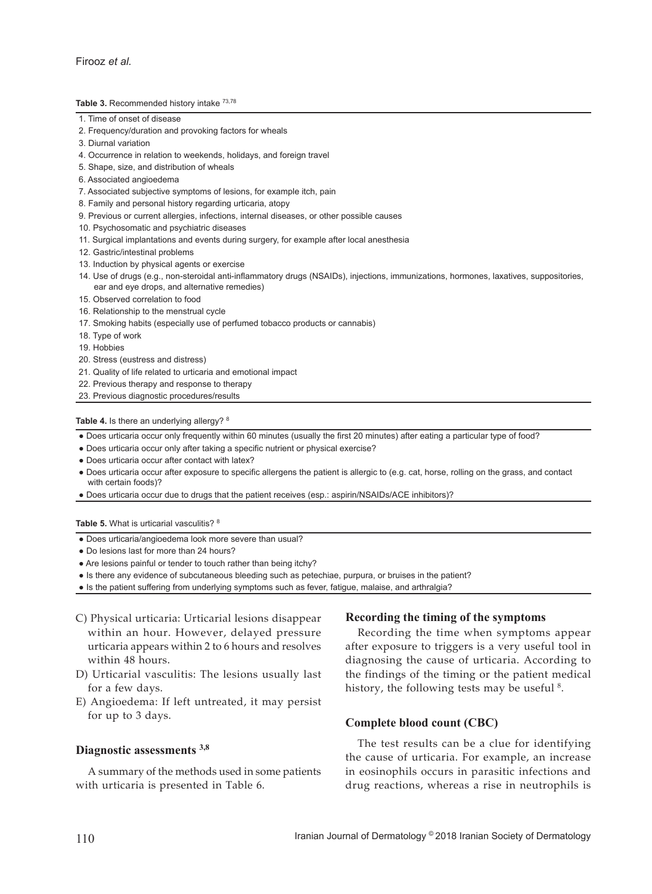**Table 3.** Recommended history intake [73,78]

| |
|---|
| 1. Time of onset of disease |
| 2. Frequency/duration and provoking factors for wheals |
| 3. Diurnal variation |
| 4. Occurrence in relation to weekends, holidays, and foreign travel |
| 5. Shape, size, and distribution of wheals |
| 6. Associated angioedema |
| 7. Associated subjective symptoms of lesions, for example itch, pain |
| 8. Family and personal history regarding urticaria, atopy |
| 9. Previous or current allergies, infections, internal diseases, or other possible causes |
| 10. Psychosomatic and psychiatric diseases |
| 11. Surgical implantations and events during surgery, for example after local anesthesia |
| 12. Gastric/intestinal problems |
| 13. Induction by physical agents or exercise |
| 14. Use of drugs (e.g., non-steroidal anti-inflammatory drugs (NSAIDs), injections, immunizations, hormones, laxatives, suppositories, ear and eye drops, and alternative remedies) |
| 15. Observed correlation to food |
| 16. Relationship to the menstrual cycle |
| 17. Smoking habits (especially use of perfumed tobacco products or cannabis) |
| 18. Type of work |
| 19. Hobbies |
| 20. Stress (eustress and distress) |
| 21. Quality of life related to urticaria and emotional impact |
| 22. Previous therapy and response to therapy |
| 23. Previous diagnostic procedures/results |

**Table 4.** Is there an underlying allergy? [8]

| |
|---|
| ● Does urticaria occur only frequently within 60 minutes (usually the first 20 minutes) after eating a particular type of food? |
| ● Does urticaria occur only after taking a specific nutrient or physical exercise? |
| ● Does urticaria occur after contact with latex? |
| ● Does urticaria occur after exposure to specific allergens the patient is allergic to (e.g. cat, horse, rolling on the grass, and contact with certain foods)? |
| ● Does urticaria occur due to drugs that the patient receives (esp.: aspirin/NSAIDs/ACE inhibitors)? |

**Table 5.** What is urticarial vasculitis? [8]

| |
|---|
| ● Does urticaria/angioedema look more severe than usual? |
| ● Do lesions last for more than 24 hours? |
| ● Are lesions painful or tender to touch rather than being itchy? |
| ● Is there any evidence of subcutaneous bleeding such as petechiae, purpura, or bruises in the patient? |
| ● Is the patient suffering from underlying symptoms such as fever, fatigue, malaise, and arthralgia? |

C) Physical urticaria: Urticarial lesions disappear within an hour. However, delayed pressure urticaria appears within 2 to 6 hours and resolves within 48 hours.

D) Urticarial vasculitis: The lesions usually last for a few days.

E) Angioedema: If left untreated, it may persist for up to 3 days.

### Diagnostic assessments [3,8]

A summary of the methods used in some patients with urticaria is presented in Table 6.

### Recording the timing of the symptoms

Recording the time when symptoms appear after exposure to triggers is a very useful tool in diagnosing the cause of urticaria. According to the findings of the timing or the patient medical history, the following tests may be useful [8].

### Complete blood count (CBC)

The test results can be a clue for identifying the cause of urticaria. For example, an increase in eosinophils occurs in parasitic infections and drug reactions, whereas a rise in neutrophils is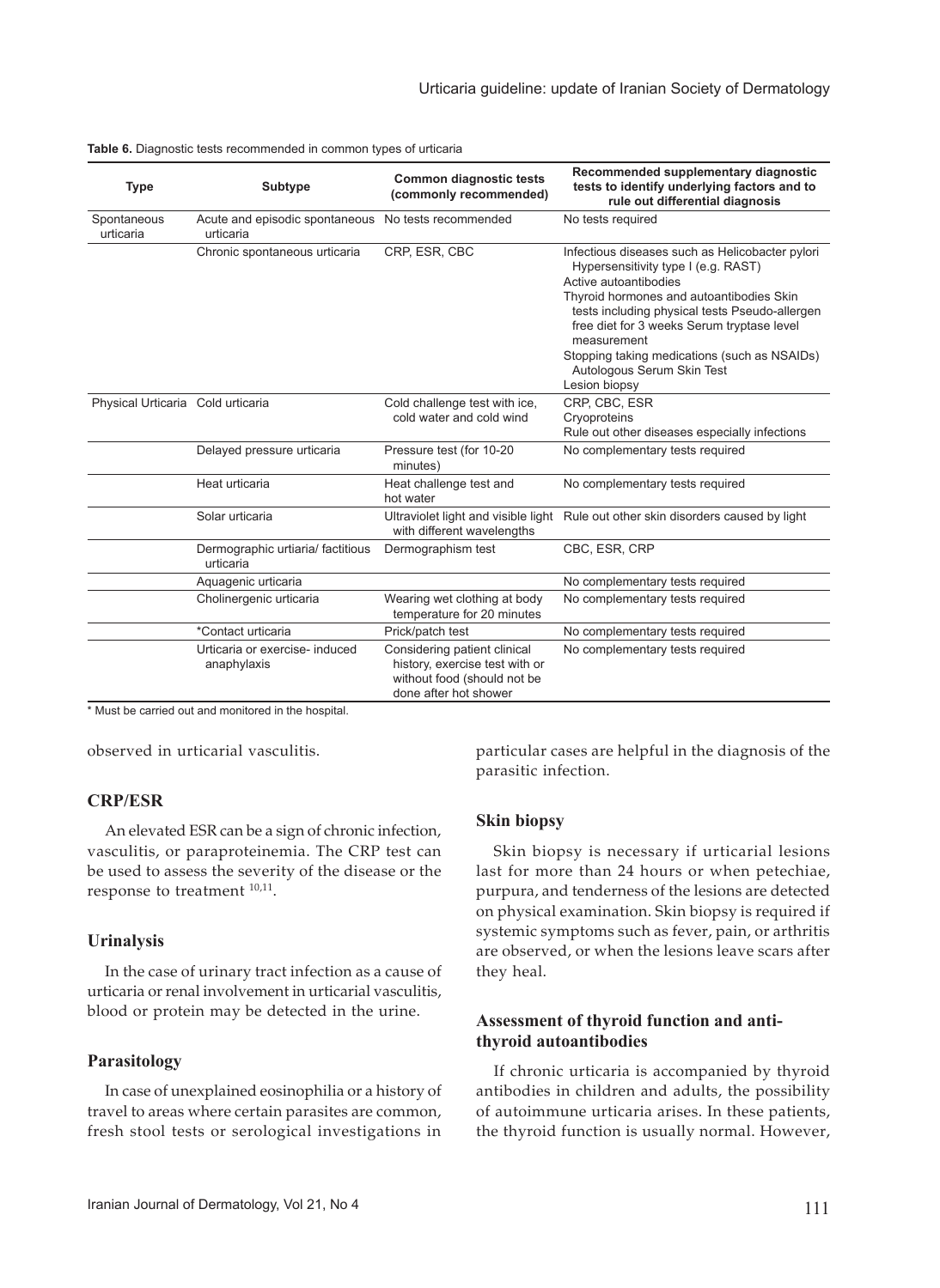**Table 6.** Diagnostic tests recommended in common types of urticaria

| Type | Subtype | Common diagnostic tests (commonly recommended) | Recommended supplementary diagnostic tests to identify underlying factors and to rule out differential diagnosis |
|---|---|---|---|
| Spontaneous urticaria | Acute and episodic spontaneous urticaria | No tests recommended | No tests required |
| | Chronic spontaneous urticaria | CRP, ESR, CBC | Infectious diseases such as Helicobacter pylori Hypersensitivity type I (e.g. RAST) Active autoantibodies Thyroid hormones and autoantibodies Skin tests including physical tests Pseudo-allergen free diet for 3 weeks Serum tryptase level measurement Stopping taking medications (such as NSAIDs) Autologous Serum Skin Test Lesion biopsy |
| Physical Urticaria | Cold urticaria | Cold challenge test with ice, cold water and cold wind | CRP, CBC, ESR Cryoproteins Rule out other diseases especially infections |
| | Delayed pressure urticaria | Pressure test (for 10-20 minutes) | No complementary tests required |
| | Heat urticaria | Heat challenge test and hot water | No complementary tests required |
| | Solar urticaria | Ultraviolet light and visible light with different wavelengths | Rule out other skin disorders caused by light |
| | Dermographic urtiaria/ factitious urticaria | Dermographism test | CBC, ESR, CRP |
| | Aquagenic urticaria | | No complementary tests required |
| | Cholinergenic urticaria | Wearing wet clothing at body temperature for 20 minutes | No complementary tests required |
| | *Contact urticaria | Prick/patch test | No complementary tests required |
| | Urticaria or exercise- induced anaphylaxis | Considering patient clinical history, exercise test with or without food (should not be done after hot shower | No complementary tests required |

\* Must be carried out and monitored in the hospital.

observed in urticarial vasculitis.

### CRP/ESR

An elevated ESR can be a sign of chronic infection, vasculitis, or paraproteinemia. The CRP test can be used to assess the severity of the disease or the response to treatment [10,11].

### Urinalysis

In the case of urinary tract infection as a cause of urticaria or renal involvement in urticarial vasculitis, blood or protein may be detected in the urine.

### Parasitology

In case of unexplained eosinophilia or a history of travel to areas where certain parasites are common, fresh stool tests or serological investigations in particular cases are helpful in the diagnosis of the parasitic infection.

### Skin biopsy

Skin biopsy is necessary if urticarial lesions last for more than 24 hours or when petechiae, purpura, and tenderness of the lesions are detected on physical examination. Skin biopsy is required if systemic symptoms such as fever, pain, or arthritis are observed, or when the lesions leave scars after they heal.

### Assessment of thyroid function and anti-thyroid autoantibodies

If chronic urticaria is accompanied by thyroid antibodies in children and adults, the possibility of autoimmune urticaria arises. In these patients, the thyroid function is usually normal. However,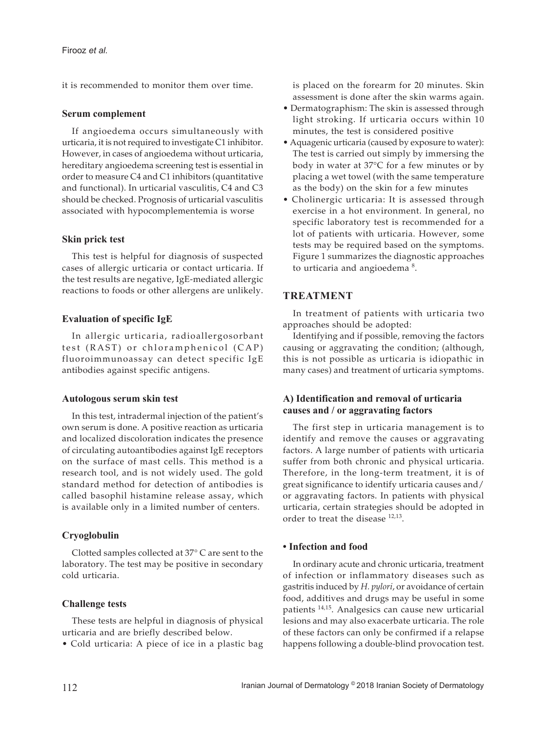it is recommended to monitor them over time.

### Serum complement

If angioedema occurs simultaneously with urticaria, it is not required to investigate C1 inhibitor. However, in cases of angioedema without urticaria, hereditary angioedema screening test is essential in order to measure C4 and C1 inhibitors (quantitative and functional). In urticarial vasculitis, C4 and C3 should be checked. Prognosis of urticarial vasculitis associated with hypocomplementemia is worse

### Skin prick test

This test is helpful for diagnosis of suspected cases of allergic urticaria or contact urticaria. If the test results are negative, IgE-mediated allergic reactions to foods or other allergens are unlikely.

### Evaluation of specific IgE

In allergic urticaria, radioallergosorbant test (RAST) or chloramphenicol (CAP) fluoroimmunoassay can detect specific IgE antibodies against specific antigens.

### Autologous serum skin test

In this test, intradermal injection of the patient's own serum is done. A positive reaction as urticaria and localized discoloration indicates the presence of circulating autoantibodies against IgE receptors on the surface of mast cells. This method is a research tool, and is not widely used. The gold standard method for detection of antibodies is called basophil histamine release assay, which is available only in a limited number of centers.

### Cryoglobulin

Clotted samples collected at 37° C are sent to the laboratory. The test may be positive in secondary cold urticaria.

### Challenge tests

These tests are helpful in diagnosis of physical urticaria and are briefly described below.

- Cold urticaria: A piece of ice in a plastic bag is placed on the forearm for 20 minutes. Skin assessment is done after the skin warms again.
- Dermatographism: The skin is assessed through light stroking. If urticaria occurs within 10 minutes, the test is considered positive
- Aquagenic urticaria (caused by exposure to water): The test is carried out simply by immersing the body in water at 37°C for a few minutes or by placing a wet towel (with the same temperature as the body) on the skin for a few minutes
- Cholinergic urticaria: It is assessed through exercise in a hot environment. In general, no specific laboratory test is recommended for a lot of patients with urticaria. However, some tests may be required based on the symptoms. Figure 1 summarizes the diagnostic approaches to urticaria and angioedema [8].

## TREATMENT

In treatment of patients with urticaria two approaches should be adopted:

Identifying and if possible, removing the factors causing or aggravating the condition; (although, this is not possible as urticaria is idiopathic in many cases) and treatment of urticaria symptoms.

### A) Identification and removal of urticaria causes and / or aggravating factors

The first step in urticaria management is to identify and remove the causes or aggravating factors. A large number of patients with urticaria suffer from both chronic and physical urticaria. Therefore, in the long-term treatment, it is of great significance to identify urticaria causes and/ or aggravating factors. In patients with physical urticaria, certain strategies should be adopted in order to treat the disease [12,13].

### • Infection and food

In ordinary acute and chronic urticaria, treatment of infection or inflammatory diseases such as gastritis induced by *H. pylori*, or avoidance of certain food, additives and drugs may be useful in some patients [14,15]. Analgesics can cause new urticarial lesions and may also exacerbate urticaria. The role of these factors can only be confirmed if a relapse happens following a double-blind provocation test.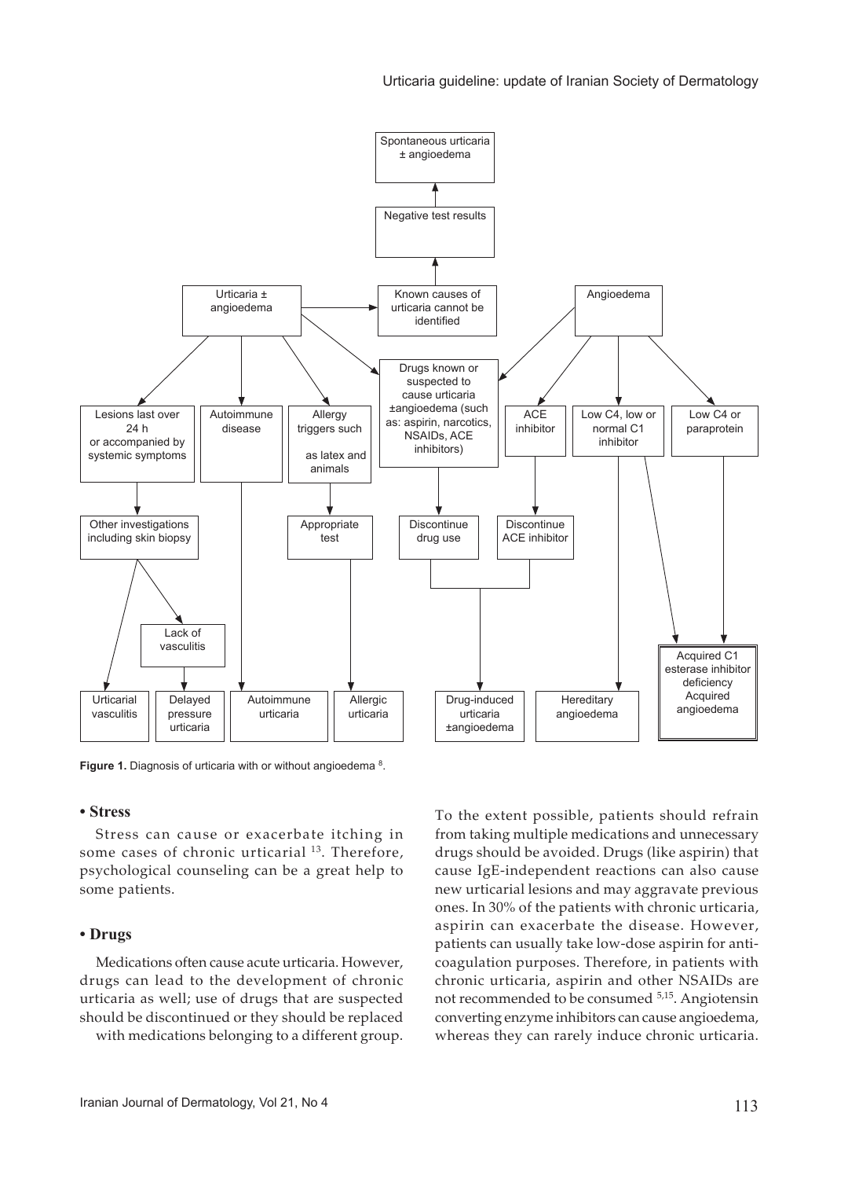Spontaneous urticaria ± angioedema

Negative test results

Urticaria ± angioedema

Known causes of urticaria cannot be identified

Angioedema

Drugs known or suspected to cause urticaria ±angioedema (such as: aspirin, narcotics, NSAIDs, ACE inhibitors)

Lesions last over 24 h or accompanied by systemic symptoms

Autoimmune disease

Allergy triggers such as latex and animals

ACE inhibitor

Low C4, low or normal C1 inhibitor

Low C4 or paraprotein

Other investigations including skin biopsy

Appropriate test

Discontinue drug use

Discontinue ACE inhibitor

Lack of vasculitis

Acquired C1 esterase inhibitor deficiency Acquired angioedema

Urticarial vasculitis

Delayed pressure urticaria

Autoimmune urticaria

Allergic urticaria

Drug-induced urticaria ±angioedema

Hereditary angioedema

**Figure 1.** Diagnosis of urticaria with or without angioedema [8].

**• Stress**

Stress can cause or exacerbate itching in some cases of chronic urticarial [13]. Therefore, psychological counseling can be a great help to some patients.

**• Drugs**

Medications often cause acute urticaria. However, drugs can lead to the development of chronic urticaria as well; use of drugs that are suspected should be discontinued or they should be replaced with medications belonging to a different group. To the extent possible, patients should refrain from taking multiple medications and unnecessary drugs should be avoided. Drugs (like aspirin) that cause IgE-independent reactions can also cause new urticarial lesions and may aggravate previous ones. In 30% of the patients with chronic urticaria, aspirin can exacerbate the disease. However, patients can usually take low-dose aspirin for anticoagulation purposes. Therefore, in patients with chronic urticaria, aspirin and other NSAIDs are not recommended to be consumed [5,15]. Angiotensin converting enzyme inhibitors can cause angioedema, whereas they can rarely induce chronic urticaria.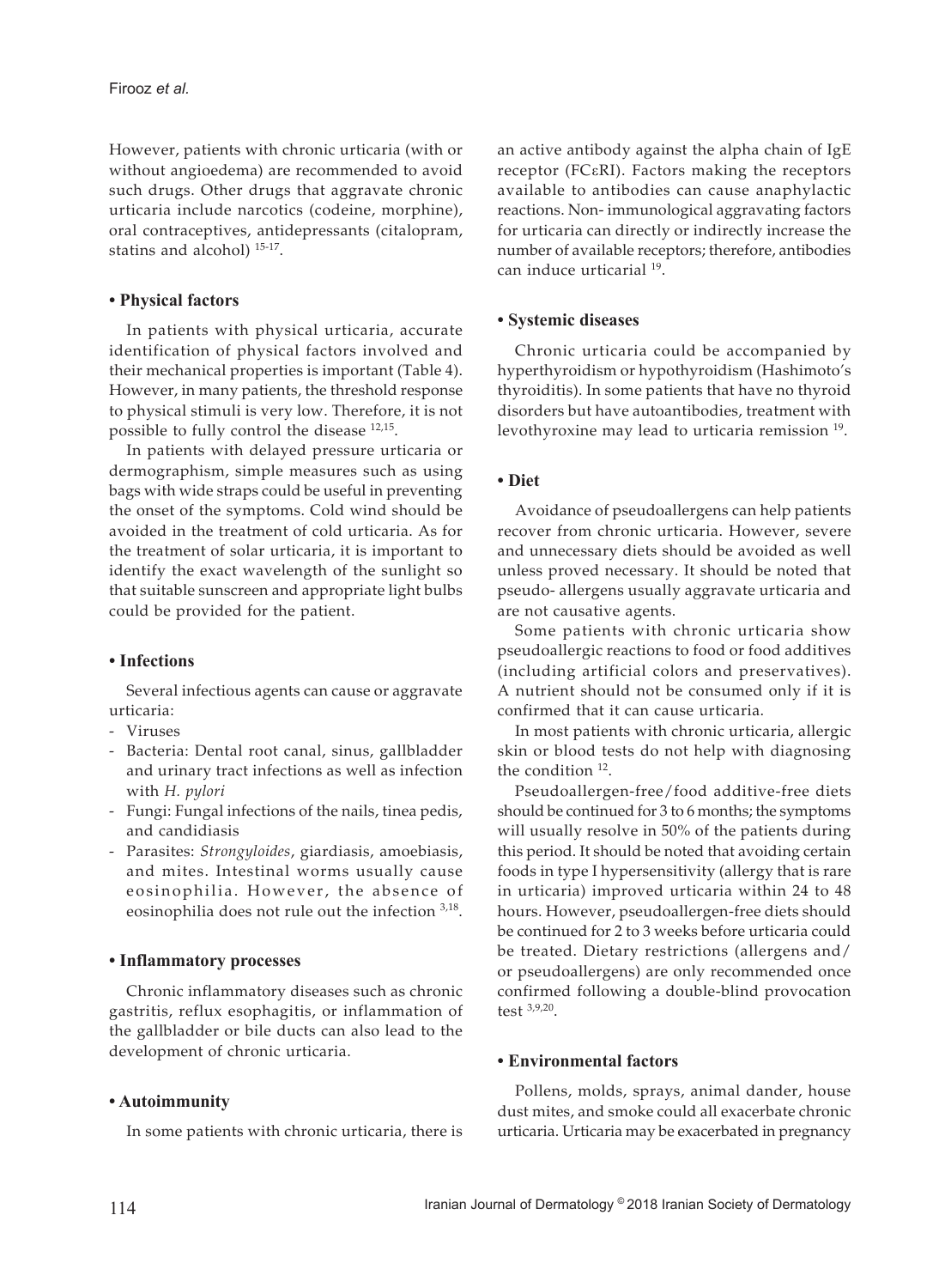However, patients with chronic urticaria (with or without angioedema) are recommended to avoid such drugs. Other drugs that aggravate chronic urticaria include narcotics (codeine, morphine), oral contraceptives, antidepressants (citalopram, statins and alcohol) [15-17].

**• Physical factors**

In patients with physical urticaria, accurate identification of physical factors involved and their mechanical properties is important (Table 4). However, in many patients, the threshold response to physical stimuli is very low. Therefore, it is not possible to fully control the disease [12,15].

In patients with delayed pressure urticaria or dermographism, simple measures such as using bags with wide straps could be useful in preventing the onset of the symptoms. Cold wind should be avoided in the treatment of cold urticaria. As for the treatment of solar urticaria, it is important to identify the exact wavelength of the sunlight so that suitable sunscreen and appropriate light bulbs could be provided for the patient.

**• Infections**

Several infectious agents can cause or aggravate urticaria:

- Viruses
- Bacteria: Dental root canal, sinus, gallbladder and urinary tract infections as well as infection with *H. pylori*
- Fungi: Fungal infections of the nails, tinea pedis, and candidiasis
- Parasites: *Strongyloides*, giardiasis, amoebiasis, and mites. Intestinal worms usually cause eosinophilia. However, the absence of eosinophilia does not rule out the infection [3,18].

**• Inflammatory processes**

Chronic inflammatory diseases such as chronic gastritis, reflux esophagitis, or inflammation of the gallbladder or bile ducts can also lead to the development of chronic urticaria.

**• Autoimmunity**

In some patients with chronic urticaria, there is an active antibody against the alpha chain of IgE receptor (FCεRI). Factors making the receptors available to antibodies can cause anaphylactic reactions. Non- immunological aggravating factors for urticaria can directly or indirectly increase the number of available receptors; therefore, antibodies can induce urticarial [19].

**• Systemic diseases**

Chronic urticaria could be accompanied by hyperthyroidism or hypothyroidism (Hashimoto's thyroiditis). In some patients that have no thyroid disorders but have autoantibodies, treatment with levothyroxine may lead to urticaria remission [19].

**• Diet**

Avoidance of pseudoallergens can help patients recover from chronic urticaria. However, severe and unnecessary diets should be avoided as well unless proved necessary. It should be noted that pseudo- allergens usually aggravate urticaria and are not causative agents.

Some patients with chronic urticaria show pseudoallergic reactions to food or food additives (including artificial colors and preservatives). A nutrient should not be consumed only if it is confirmed that it can cause urticaria.

In most patients with chronic urticaria, allergic skin or blood tests do not help with diagnosing the condition [12].

Pseudoallergen-free/food additive-free diets should be continued for 3 to 6 months; the symptoms will usually resolve in 50% of the patients during this period. It should be noted that avoiding certain foods in type I hypersensitivity (allergy that is rare in urticaria) improved urticaria within 24 to 48 hours. However, pseudoallergen-free diets should be continued for 2 to 3 weeks before urticaria could be treated. Dietary restrictions (allergens and/ or pseudoallergens) are only recommended once confirmed following a double-blind provocation test [3,9,20].

**• Environmental factors**

Pollens, molds, sprays, animal dander, house dust mites, and smoke could all exacerbate chronic urticaria. Urticaria may be exacerbated in pregnancy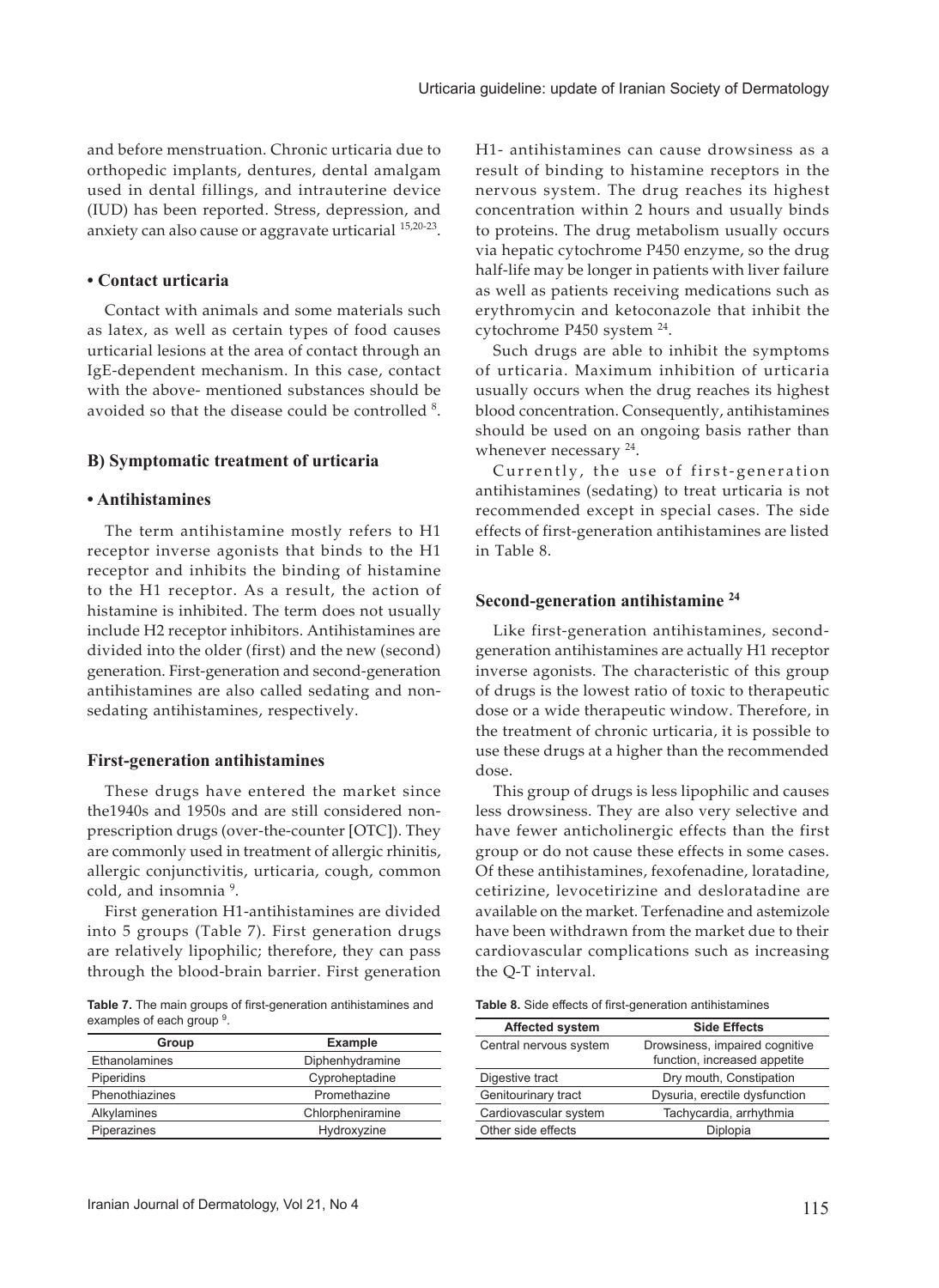and before menstruation. Chronic urticaria due to orthopedic implants, dentures, dental amalgam used in dental fillings, and intrauterine device (IUD) has been reported. Stress, depression, and anxiety can also cause or aggravate urticarial [15,20-23].

### • Contact urticaria

Contact with animals and some materials such as latex, as well as certain types of food causes urticarial lesions at the area of contact through an IgE-dependent mechanism. In this case, contact with the above- mentioned substances should be avoided so that the disease could be controlled [8].

## B) Symptomatic treatment of urticaria

### • Antihistamines

The term antihistamine mostly refers to H1 receptor inverse agonists that binds to the H1 receptor and inhibits the binding of histamine to the H1 receptor. As a result, the action of histamine is inhibited. The term does not usually include H2 receptor inhibitors. Antihistamines are divided into the older (first) and the new (second) generation. First-generation and second-generation antihistamines are also called sedating and non-sedating antihistamines, respectively.

### First-generation antihistamines

These drugs have entered the market since the1940s and 1950s and are still considered non-prescription drugs (over-the-counter [OTC]). They are commonly used in treatment of allergic rhinitis, allergic conjunctivitis, urticaria, cough, common cold, and insomnia [9].

First generation H1-antihistamines are divided into 5 groups (Table 7). First generation drugs are relatively lipophilic; therefore, they can pass through the blood-brain barrier. First generation H1- antihistamines can cause drowsiness as a result of binding to histamine receptors in the nervous system. The drug reaches its highest concentration within 2 hours and usually binds to proteins. The drug metabolism usually occurs via hepatic cytochrome P450 enzyme, so the drug half-life may be longer in patients with liver failure as well as patients receiving medications such as erythromycin and ketoconazole that inhibit the cytochrome P450 system [24].

Such drugs are able to inhibit the symptoms of urticaria. Maximum inhibition of urticaria usually occurs when the drug reaches its highest blood concentration. Consequently, antihistamines should be used on an ongoing basis rather than whenever necessary [24].

Currently, the use of first-generation antihistamines (sedating) to treat urticaria is not recommended except in special cases. The side effects of first-generation antihistamines are listed in Table 8.

**Table 7.** The main groups of first-generation antihistamines and examples of each group [9].

| Group | Example |
|---|---|
| Ethanolamines | Diphenhydramine |
| Piperidins | Cyproheptadine |
| Phenothiazines | Promethazine |
| Alkylamines | Chlorpheniramine |
| Piperazines | Hydroxyzine |

### Second-generation antihistamine [24]

Like first-generation antihistamines, second-generation antihistamines are actually H1 receptor inverse agonists. The characteristic of this group of drugs is the lowest ratio of toxic to therapeutic dose or a wide therapeutic window. Therefore, in the treatment of chronic urticaria, it is possible to use these drugs at a higher than the recommended dose.

This group of drugs is less lipophilic and causes less drowsiness. They are also very selective and have fewer anticholinergic effects than the first group or do not cause these effects in some cases. Of these antihistamines, fexofenadine, loratadine, cetirizine, levocetirizine and desloratadine are available on the market. Terfenadine and astemizole have been withdrawn from the market due to their cardiovascular complications such as increasing the Q-T interval.

**Table 8.** Side effects of first-generation antihistamines

| Affected system | Side Effects |
|---|---|
| Central nervous system | Drowsiness, impaired cognitive function, increased appetite |
| Digestive tract | Dry mouth, Constipation |
| Genitourinary tract | Dysuria, erectile dysfunction |
| Cardiovascular system | Tachycardia, arrhythmia |
| Other side effects | Diplopia |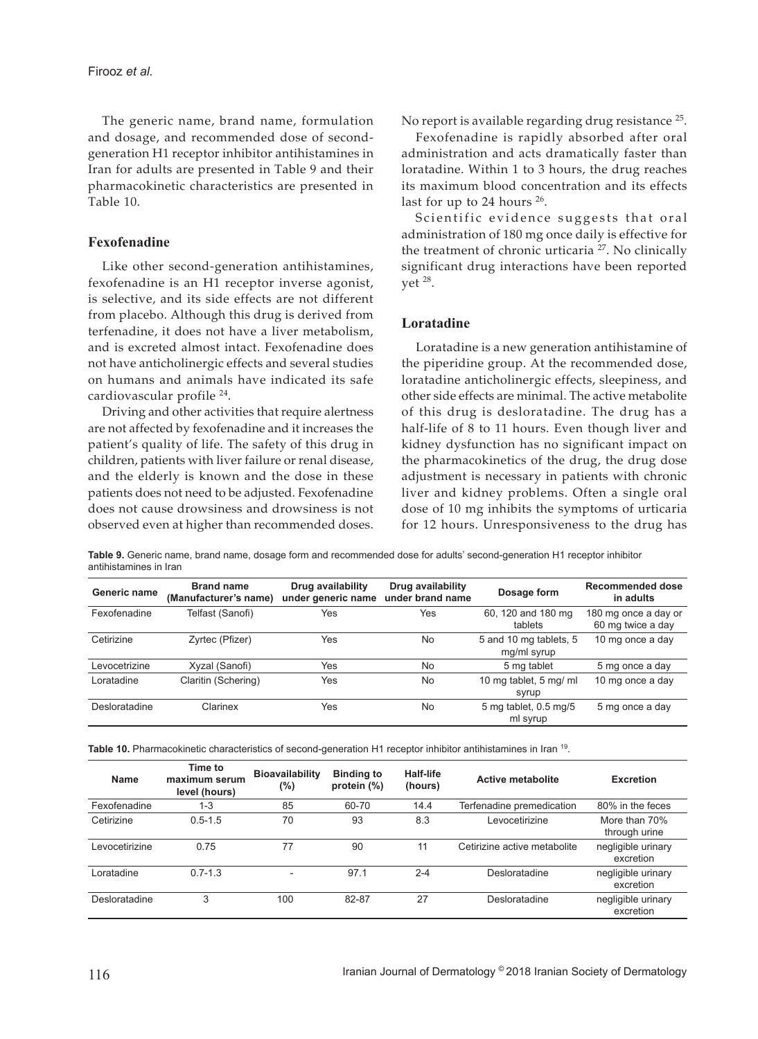The generic name, brand name, formulation and dosage, and recommended dose of second-generation H1 receptor inhibitor antihistamines in Iran for adults are presented in Table 9 and their pharmacokinetic characteristics are presented in Table 10.

### Fexofenadine

Like other second-generation antihistamines, fexofenadine is an H1 receptor inverse agonist, is selective, and its side effects are not different from placebo. Although this drug is derived from terfenadine, it does not have a liver metabolism, and is excreted almost intact. Fexofenadine does not have anticholinergic effects and several studies on humans and animals have indicated its safe cardiovascular profile [24].

Driving and other activities that require alertness are not affected by fexofenadine and it increases the patient's quality of life. The safety of this drug in children, patients with liver failure or renal disease, and the elderly is known and the dose in these patients does not need to be adjusted. Fexofenadine does not cause drowsiness and drowsiness is not observed even at higher than recommended doses. No report is available regarding drug resistance [25].

Fexofenadine is rapidly absorbed after oral administration and acts dramatically faster than loratadine. Within 1 to 3 hours, the drug reaches its maximum blood concentration and its effects last for up to 24 hours [26].

Scientific evidence suggests that oral administration of 180 mg once daily is effective for the treatment of chronic urticaria [27]. No clinically significant drug interactions have been reported yet [28].

### Loratadine

Loratadine is a new generation antihistamine of the piperidine group. At the recommended dose, loratadine anticholinergic effects, sleepiness, and other side effects are minimal. The active metabolite of this drug is desloratadine. The drug has a half-life of 8 to 11 hours. Even though liver and kidney dysfunction has no significant impact on the pharmacokinetics of the drug, the drug dose adjustment is necessary in patients with chronic liver and kidney problems. Often a single oral dose of 10 mg inhibits the symptoms of urticaria for 12 hours. Unresponsiveness to the drug has

**Table 9.** Generic name, brand name, dosage form and recommended dose for adults' second-generation H1 receptor inhibitor antihistamines in Iran

| Generic name | Brand name (Manufacturer's name) | Drug availability under generic name | Drug availability under brand name | Dosage form | Recommended dose in adults |
|---|---|---|---|---|---|
| Fexofenadine | Telfast (Sanofi) | Yes | Yes | 60, 120 and 180 mg tablets | 180 mg once a day or 60 mg twice a day |
| Cetirizine | Zyrtec (Pfizer) | Yes | No | 5 and 10 mg tablets, 5 mg/ml syrup | 10 mg once a day |
| Levocetirizine | Xyzal (Sanofi) | Yes | No | 5 mg tablet | 5 mg once a day |
| Loratadine | Claritin (Schering) | Yes | No | 10 mg tablet, 5 mg/ ml syrup | 10 mg once a day |
| Desloratadine | Clarinex | Yes | No | 5 mg tablet, 0.5 mg/5 ml syrup | 5 mg once a day |

**Table 10.** Pharmacokinetic characteristics of second-generation H1 receptor inhibitor antihistamines in Iran [19].

| Name | Time to maximum serum level (hours) | Bioavailability (%) | Binding to protein (%) | Half-life (hours) | Active metabolite | Excretion |
|---|---|---|---|---|---|---|
| Fexofenadine | 1-3 | 85 | 60-70 | 14.4 | Terfenadine premedication | 80% in the feces |
| Cetirizine | 0.5-1.5 | 70 | 93 | 8.3 | Levocetirizine | More than 70% through urine |
| Levocetirizine | 0.75 | 77 | 90 | 11 | Cetirizine active metabolite | negligible urinary excretion |
| Loratadine | 0.7-1.3 | - | 97.1 | 2-4 | Desloratadine | negligible urinary excretion |
| Desloratadine | 3 | 100 | 82-87 | 27 | Desloratadine | negligible urinary excretion |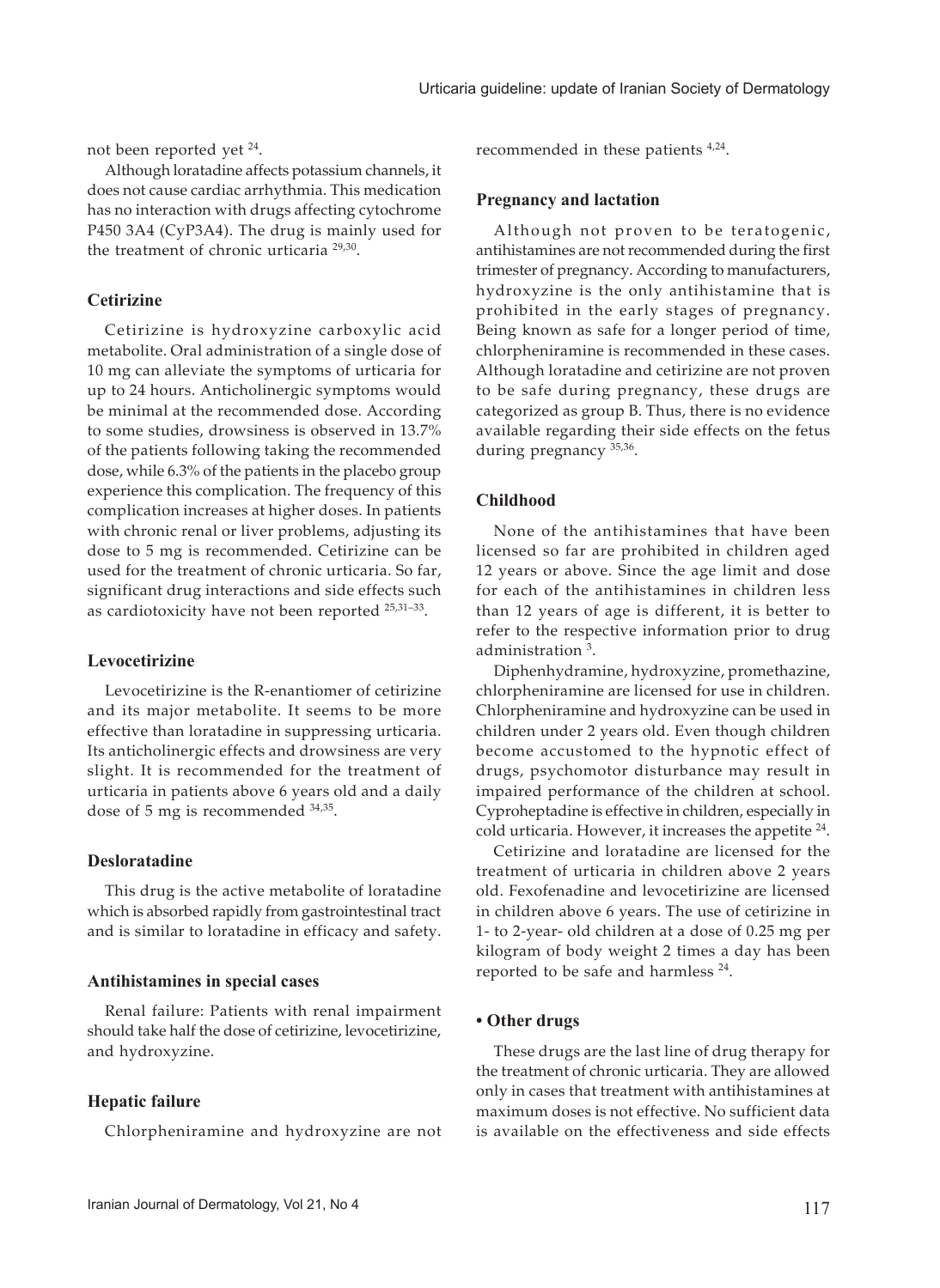not been reported yet [24].

Although loratadine affects potassium channels, it does not cause cardiac arrhythmia. This medication has no interaction with drugs affecting cytochrome P450 3A4 (CyP3A4). The drug is mainly used for the treatment of chronic urticaria [29,30].

### Cetirizine

Cetirizine is hydroxyzine carboxylic acid metabolite. Oral administration of a single dose of 10 mg can alleviate the symptoms of urticaria for up to 24 hours. Anticholinergic symptoms would be minimal at the recommended dose. According to some studies, drowsiness is observed in 13.7% of the patients following taking the recommended dose, while 6.3% of the patients in the placebo group experience this complication. The frequency of this complication increases at higher doses. In patients with chronic renal or liver problems, adjusting its dose to 5 mg is recommended. Cetirizine can be used for the treatment of chronic urticaria. So far, significant drug interactions and side effects such as cardiotoxicity have not been reported [25,31–33].

### Levocetirizine

Levocetirizine is the R-enantiomer of cetirizine and its major metabolite. It seems to be more effective than loratadine in suppressing urticaria. Its anticholinergic effects and drowsiness are very slight. It is recommended for the treatment of urticaria in patients above 6 years old and a daily dose of 5 mg is recommended [34,35].

### Desloratadine

This drug is the active metabolite of loratadine which is absorbed rapidly from gastrointestinal tract and is similar to loratadine in efficacy and safety.

### Antihistamines in special cases

Renal failure: Patients with renal impairment should take half the dose of cetirizine, levocetirizine, and hydroxyzine.

### Hepatic failure

Chlorpheniramine and hydroxyzine are not recommended in these patients [4,24].

### Pregnancy and lactation

Although not proven to be teratogenic, antihistamines are not recommended during the first trimester of pregnancy. According to manufacturers, hydroxyzine is the only antihistamine that is prohibited in the early stages of pregnancy. Being known as safe for a longer period of time, chlorpheniramine is recommended in these cases. Although loratadine and cetirizine are not proven to be safe during pregnancy, these drugs are categorized as group B. Thus, there is no evidence available regarding their side effects on the fetus during pregnancy [35,36].

### Childhood

None of the antihistamines that have been licensed so far are prohibited in children aged 12 years or above. Since the age limit and dose for each of the antihistamines in children less than 12 years of age is different, it is better to refer to the respective information prior to drug administration [3].

Diphenhydramine, hydroxyzine, promethazine, chlorpheniramine are licensed for use in children. Chlorpheniramine and hydroxyzine can be used in children under 2 years old. Even though children become accustomed to the hypnotic effect of drugs, psychomotor disturbance may result in impaired performance of the children at school. Cyproheptadine is effective in children, especially in cold urticaria. However, it increases the appetite [24].

Cetirizine and loratadine are licensed for the treatment of urticaria in children above 2 years old. Fexofenadine and levocetirizine are licensed in children above 6 years. The use of cetirizine in 1- to 2-year- old children at a dose of 0.25 mg per kilogram of body weight 2 times a day has been reported to be safe and harmless [24].

### • Other drugs

These drugs are the last line of drug therapy for the treatment of chronic urticaria. They are allowed only in cases that treatment with antihistamines at maximum doses is not effective. No sufficient data is available on the effectiveness and side effects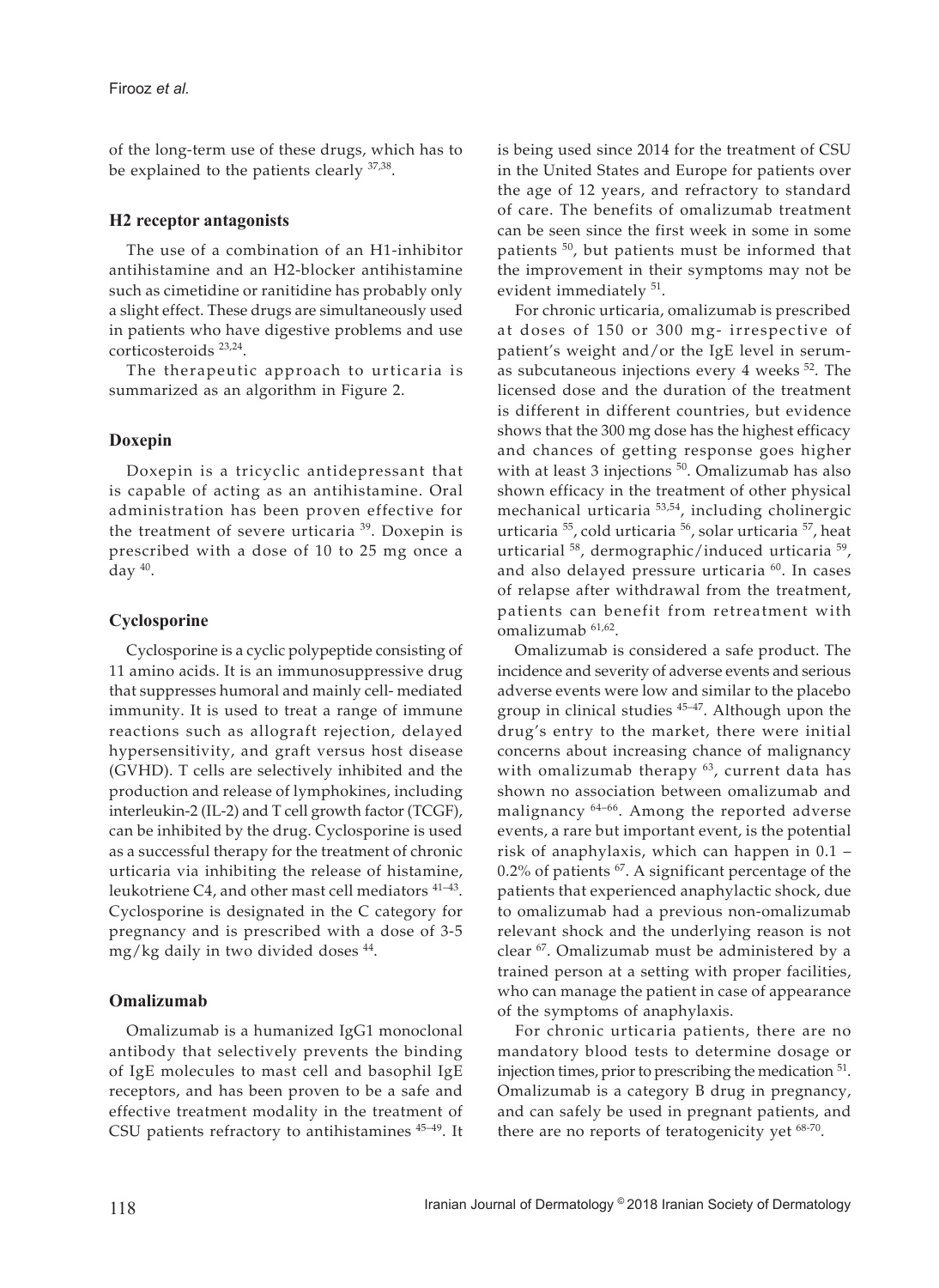of the long-term use of these drugs, which has to be explained to the patients clearly [37,38].

### H2 receptor antagonists

The use of a combination of an H1-inhibitor antihistamine and an H2-blocker antihistamine such as cimetidine or ranitidine has probably only a slight effect. These drugs are simultaneously used in patients who have digestive problems and use corticosteroids [23,24].

The therapeutic approach to urticaria is summarized as an algorithm in Figure 2.

### Doxepin

Doxepin is a tricyclic antidepressant that is capable of acting as an antihistamine. Oral administration has been proven effective for the treatment of severe urticaria [39]. Doxepin is prescribed with a dose of 10 to 25 mg once a day [40].

### Cyclosporine

Cyclosporine is a cyclic polypeptide consisting of 11 amino acids. It is an immunosuppressive drug that suppresses humoral and mainly cell- mediated immunity. It is used to treat a range of immune reactions such as allograft rejection, delayed hypersensitivity, and graft versus host disease (GVHD). T cells are selectively inhibited and the production and release of lymphokines, including interleukin-2 (IL-2) and T cell growth factor (TCGF), can be inhibited by the drug. Cyclosporine is used as a successful therapy for the treatment of chronic urticaria via inhibiting the release of histamine, leukotriene C4, and other mast cell mediators [41–43]. Cyclosporine is designated in the C category for pregnancy and is prescribed with a dose of 3-5 mg/kg daily in two divided doses [44].

### Omalizumab

Omalizumab is a humanized IgG1 monoclonal antibody that selectively prevents the binding of IgE molecules to mast cell and basophil IgE receptors, and has been proven to be a safe and effective treatment modality in the treatment of CSU patients refractory to antihistamines [45–49]. It is being used since 2014 for the treatment of CSU in the United States and Europe for patients over the age of 12 years, and refractory to standard of care. The benefits of omalizumab treatment can be seen since the first week in some in some patients [50], but patients must be informed that the improvement in their symptoms may not be evident immediately [51].

For chronic urticaria, omalizumab is prescribed at doses of 150 or 300 mg- irrespective of patient's weight and/or the IgE level in serum- as subcutaneous injections every 4 weeks [52]. The licensed dose and the duration of the treatment is different in different countries, but evidence shows that the 300 mg dose has the highest efficacy and chances of getting response goes higher with at least 3 injections [50]. Omalizumab has also shown efficacy in the treatment of other physical mechanical urticaria [53,54], including cholinergic urticaria [55], cold urticaria [56], solar urticaria [57], heat urticarial [58], dermographic/induced urticaria [59], and also delayed pressure urticaria [60]. In cases of relapse after withdrawal from the treatment, patients can benefit from retreatment with omalizumab [61,62].

Omalizumab is considered a safe product. The incidence and severity of adverse events and serious adverse events were low and similar to the placebo group in clinical studies [45–47]. Although upon the drug's entry to the market, there were initial concerns about increasing chance of malignancy with omalizumab therapy [63], current data has shown no association between omalizumab and malignancy [64–66]. Among the reported adverse events, a rare but important event, is the potential risk of anaphylaxis, which can happen in 0.1 – 0.2% of patients [67]. A significant percentage of the patients that experienced anaphylactic shock, due to omalizumab had a previous non-omalizumab relevant shock and the underlying reason is not clear [67]. Omalizumab must be administered by a trained person at a setting with proper facilities, who can manage the patient in case of appearance of the symptoms of anaphylaxis.

For chronic urticaria patients, there are no mandatory blood tests to determine dosage or injection times, prior to prescribing the medication [51]. Omalizumab is a category B drug in pregnancy, and can safely be used in pregnant patients, and there are no reports of teratogenicity yet [68-70].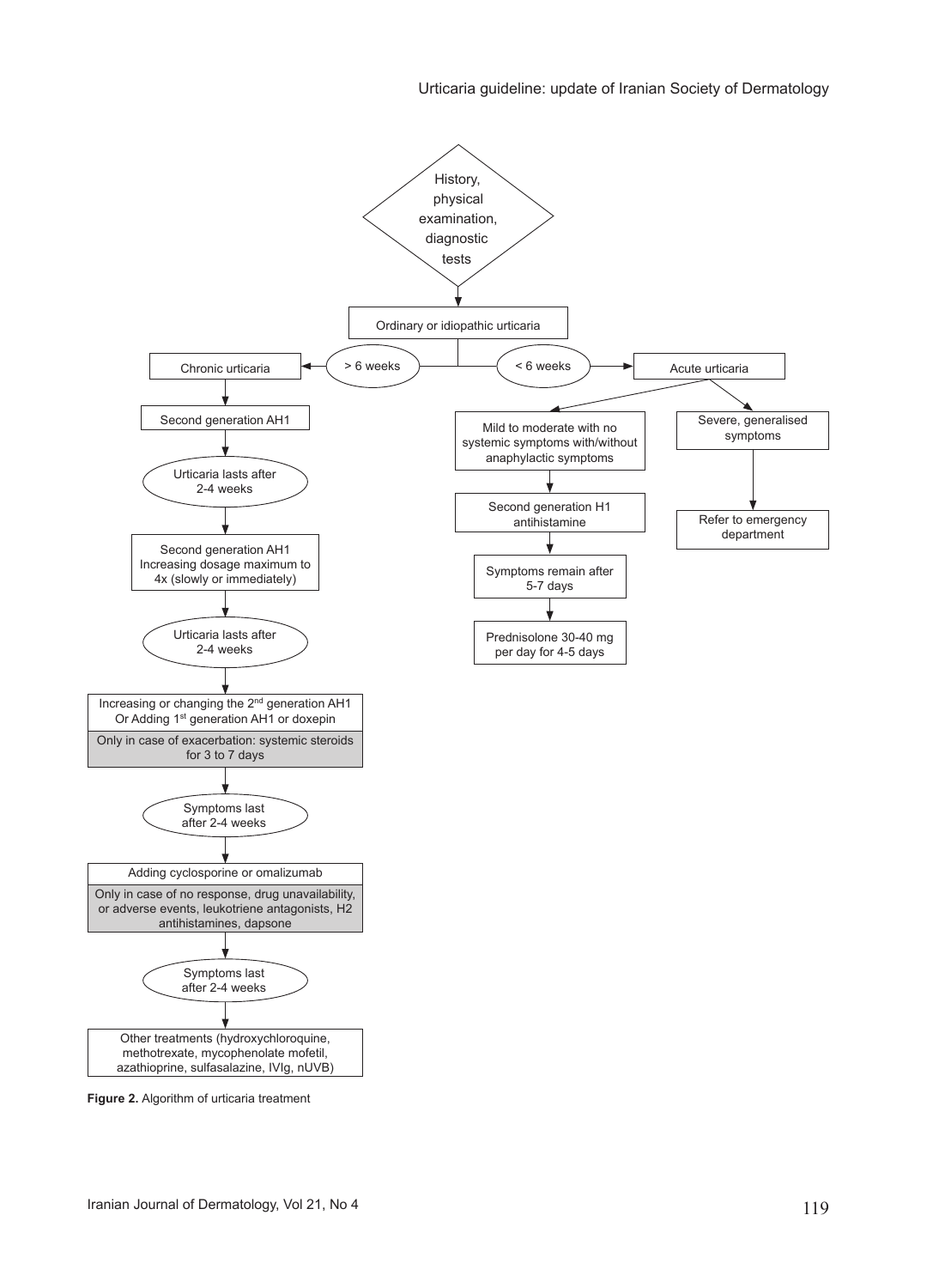History, physical examination, diagnostic tests

Ordinary or idiopathic urticaria

> 6 weeks

< 6 weeks

Chronic urticaria

Acute urticaria

Second generation AH1

Urticaria lasts after 2-4 weeks

Second generation AH1 Increasing dosage maximum to 4x (slowly or immediately)

Urticaria lasts after 2-4 weeks

Increasing or changing the 2nd generation AH1 Or Adding 1st generation AH1 or doxepin

Only in case of exacerbation: systemic steroids for 3 to 7 days

Symptoms last after 2-4 weeks

Adding cyclosporine or omalizumab

Only in case of no response, drug unavailability, or adverse events, leukotriene antagonists, H2 antihistamines, dapsone

Symptoms last after 2-4 weeks

Other treatments (hydroxychloroquine, methotrexate, mycophenolate mofetil, azathioprine, sulfasalazine, IVIg, nUVB)

Mild to moderate with no systemic symptoms with/without anaphylactic symptoms

Second generation H1 antihistamine

Symptoms remain after 5-7 days

Prednisolone 30-40 mg per day for 4-5 days

Severe, generalised symptoms

Refer to emergency department

**Figure 2.** Algorithm of urticaria treatment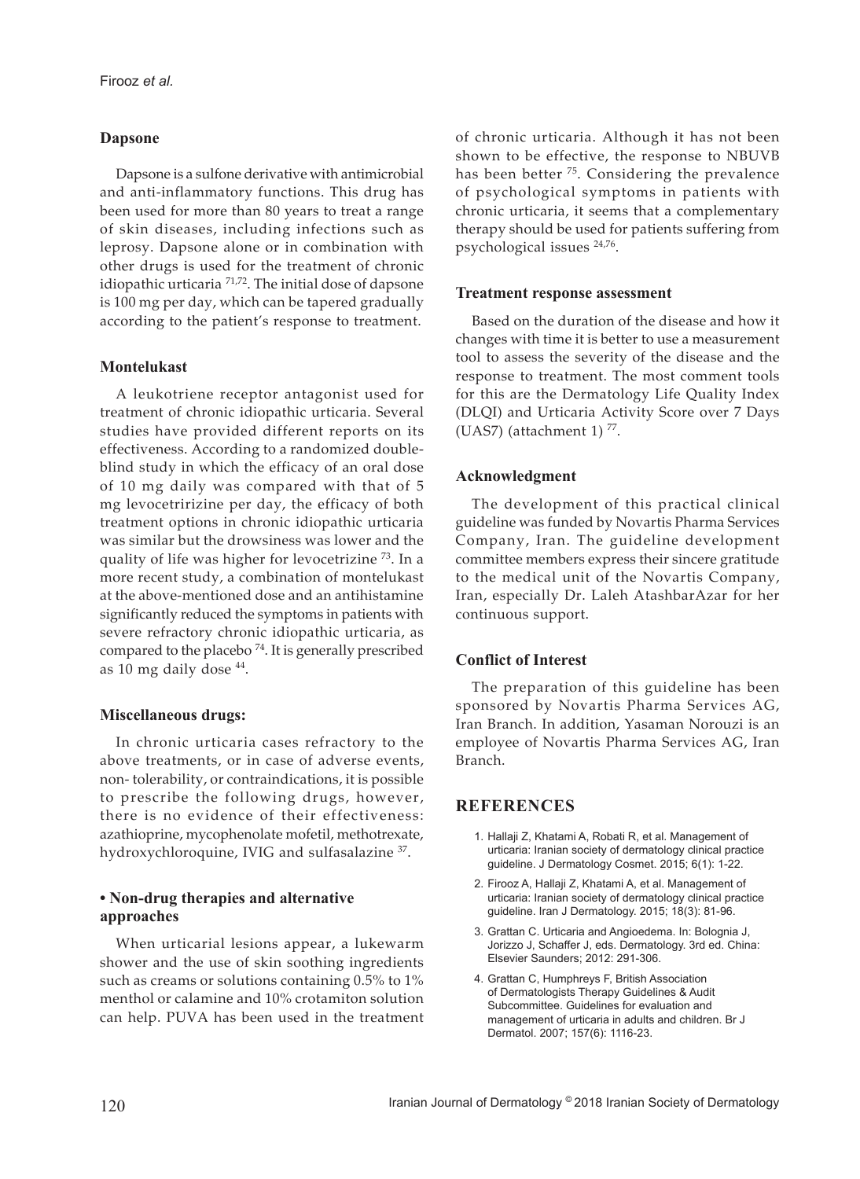### Dapsone

Dapsone is a sulfone derivative with antimicrobial and anti-inflammatory functions. This drug has been used for more than 80 years to treat a range of skin diseases, including infections such as leprosy. Dapsone alone or in combination with other drugs is used for the treatment of chronic idiopathic urticaria [71,72]. The initial dose of dapsone is 100 mg per day, which can be tapered gradually according to the patient's response to treatment.

### Montelukast

A leukotriene receptor antagonist used for treatment of chronic idiopathic urticaria. Several studies have provided different reports on its effectiveness. According to a randomized double-blind study in which the efficacy of an oral dose of 10 mg daily was compared with that of 5 mg levocetririzine per day, the efficacy of both treatment options in chronic idiopathic urticaria was similar but the drowsiness was lower and the quality of life was higher for levocetrizine [73]. In a more recent study, a combination of montelukast at the above-mentioned dose and an antihistamine significantly reduced the symptoms in patients with severe refractory chronic idiopathic urticaria, as compared to the placebo [74]. It is generally prescribed as 10 mg daily dose [44].

### Miscellaneous drugs:

In chronic urticaria cases refractory to the above treatments, or in case of adverse events, non- tolerability, or contraindications, it is possible to prescribe the following drugs, however, there is no evidence of their effectiveness: azathioprine, mycophenolate mofetil, methotrexate, hydroxychloroquine, IVIG and sulfasalazine [37].

### • Non-drug therapies and alternative approaches

When urticarial lesions appear, a lukewarm shower and the use of skin soothing ingredients such as creams or solutions containing 0.5% to 1% menthol or calamine and 10% crotamiton solution can help. PUVA has been used in the treatment of chronic urticaria. Although it has not been shown to be effective, the response to NBUVB has been better [75]. Considering the prevalence of psychological symptoms in patients with chronic urticaria, it seems that a complementary therapy should be used for patients suffering from psychological issues [24,76].

### Treatment response assessment

Based on the duration of the disease and how it changes with time it is better to use a measurement tool to assess the severity of the disease and the response to treatment. The most comment tools for this are the Dermatology Life Quality Index (DLQI) and Urticaria Activity Score over 7 Days (UAS7) (attachment 1) [77].

### Acknowledgment

The development of this practical clinical guideline was funded by Novartis Pharma Services Company, Iran. The guideline development committee members express their sincere gratitude to the medical unit of the Novartis Company, Iran, especially Dr. Laleh AtashbarAzar for her continuous support.

### Conflict of Interest

The preparation of this guideline has been sponsored by Novartis Pharma Services AG, Iran Branch. In addition, Yasaman Norouzi is an employee of Novartis Pharma Services AG, Iran Branch.

## REFERENCES

1. Hallaji Z, Khatami A, Robati R, et al. Management of urticaria: Iranian society of dermatology clinical practice guideline. J Dermatology Cosmet. 2015; 6(1): 1-22.
2. Firooz A, Hallaji Z, Khatami A, et al. Management of urticaria: Iranian society of dermatology clinical practice guideline. Iran J Dermatology. 2015; 18(3): 81-96.
3. Grattan C. Urticaria and Angioedema. In: Bolognia J, Jorizzo J, Schaffer J, eds. Dermatology. 3rd ed. China: Elsevier Saunders; 2012: 291-306.
4. Grattan C, Humphreys F, British Association of Dermatologists Therapy Guidelines & Audit Subcommittee. Guidelines for evaluation and management of urticaria in adults and children. Br J Dermatol. 2007; 157(6): 1116-23.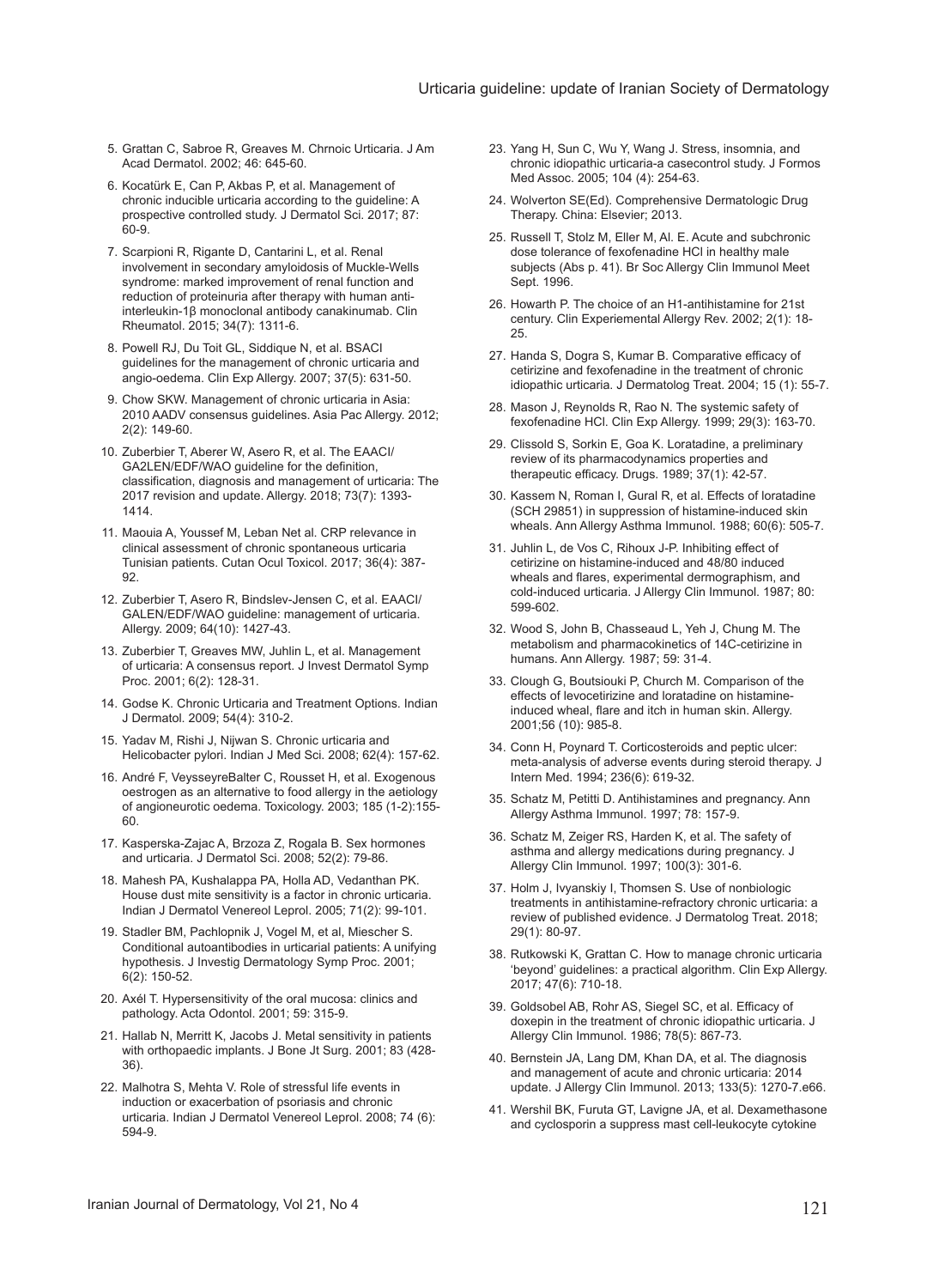5. Grattan C, Sabroe R, Greaves M. Chrnoic Urticaria. J Am Acad Dermatol. 2002; 46: 645-60.
6. Kocatürk E, Can P, Akbas P, et al. Management of chronic inducible urticaria according to the guideline: A prospective controlled study. J Dermatol Sci. 2017; 87: 60-9.
7. Scarpioni R, Rigante D, Cantarini L, et al. Renal involvement in secondary amyloidosis of Muckle-Wells syndrome: marked improvement of renal function and reduction of proteinuria after therapy with human anti-interleukin-1β monoclonal antibody canakinumab. Clin Rheumatol. 2015; 34(7): 1311-6.
8. Powell RJ, Du Toit GL, Siddique N, et al. BSACI guidelines for the management of chronic urticaria and angio-oedema. Clin Exp Allergy. 2007; 37(5): 631-50.
9. Chow SKW. Management of chronic urticaria in Asia: 2010 AADV consensus guidelines. Asia Pac Allergy. 2012; 2(2): 149-60.
10. Zuberbier T, Aberer W, Asero R, et al. The EAACI/GA2LEN/EDF/WAO guideline for the definition, classification, diagnosis and management of urticaria: The 2017 revision and update. Allergy. 2018; 73(7): 1393-1414.
11. Maouia A, Youssef M, Leban Net al. CRP relevance in clinical assessment of chronic spontaneous urticaria Tunisian patients. Cutan Ocul Toxicol. 2017; 36(4): 387-92.
12. Zuberbier T, Asero R, Bindslev-Jensen C, et al. EAACI/GALEN/EDF/WAO guideline: management of urticaria. Allergy. 2009; 64(10): 1427-43.
13. Zuberbier T, Greaves MW, Juhlin L, et al. Management of urticaria: A consensus report. J Invest Dermatol Symp Proc. 2001; 6(2): 128-31.
14. Godse K. Chronic Urticaria and Treatment Options. Indian J Dermatol. 2009; 54(4): 310-2.
15. Yadav M, Rishi J, Nijwan S. Chronic urticaria and Helicobacter pylori. Indian J Med Sci. 2008; 62(4): 157-62.
16. André F, VeysseyreBalter C, Rousset H, et al. Exogenous oestrogen as an alternative to food allergy in the aetiology of angioneurotic oedema. Toxicology. 2003; 185 (1-2):155-60.
17. Kasperska-Zajac A, Brzoza Z, Rogala B. Sex hormones and urticaria. J Dermatol Sci. 2008; 52(2): 79-86.
18. Mahesh PA, Kushalappa PA, Holla AD, Vedanthan PK. House dust mite sensitivity is a factor in chronic urticaria. Indian J Dermatol Venereol Leprol. 2005; 71(2): 99-101.
19. Stadler BM, Pachlopnik J, Vogel M, et al, Miescher S. Conditional autoantibodies in urticarial patients: A unifying hypothesis. J Investig Dermatology Symp Proc. 2001; 6(2): 150-52.
20. Axél T. Hypersensitivity of the oral mucosa: clinics and pathology. Acta Odontol. 2001; 59: 315-9.
21. Hallab N, Merritt K, Jacobs J. Metal sensitivity in patients with orthopaedic implants. J Bone Jt Surg. 2001; 83 (428-36).
22. Malhotra S, Mehta V. Role of stressful life events in induction or exacerbation of psoriasis and chronic urticaria. Indian J Dermatol Venereol Leprol. 2008; 74 (6): 594-9.
23. Yang H, Sun C, Wu Y, Wang J. Stress, insomnia, and chronic idiopathic urticaria-a casecontrol study. J Formos Med Assoc. 2005; 104 (4): 254-63.
24. Wolverton SE(Ed). Comprehensive Dermatologic Drug Therapy. China: Elsevier; 2013.
25. Russell T, Stolz M, Eller M, Al. E. Acute and subchronic dose tolerance of fexofenadine HCl in healthy male subjects (Abs p. 41). Br Soc Allergy Clin Immunol Meet Sept. 1996.
26. Howarth P. The choice of an H1-antihistamine for 21st century. Clin Experiemental Allergy Rev. 2002; 2(1): 18-25.
27. Handa S, Dogra S, Kumar B. Comparative efficacy of cetirizine and fexofenadine in the treatment of chronic idiopathic urticaria. J Dermatolog Treat. 2004; 15 (1): 55-7.
28. Mason J, Reynolds R, Rao N. The systemic safety of fexofenadine HCl. Clin Exp Allergy. 1999; 29(3): 163-70.
29. Clissold S, Sorkin E, Goa K. Loratadine, a preliminary review of its pharmacodynamics properties and therapeutic efficacy. Drugs. 1989; 37(1): 42-57.
30. Kassem N, Roman I, Gural R, et al. Effects of loratadine (SCH 29851) in suppression of histamine-induced skin wheals. Ann Allergy Asthma Immunol. 1988; 60(6): 505-7.
31. Juhlin L, de Vos C, Rihoux J-P. Inhibiting effect of cetirizine on histamine-induced and 48/80 induced wheals and flares, experimental dermographism, and cold-induced urticaria. J Allergy Clin Immunol. 1987; 80: 599-602.
32. Wood S, John B, Chasseaud L, Yeh J, Chung M. The metabolism and pharmacokinetics of 14C-cetirizine in humans. Ann Allergy. 1987; 59: 31-4.
33. Clough G, Boutsiouki P, Church M. Comparison of the effects of levocetirizine and loratadine on histamine-induced wheal, flare and itch in human skin. Allergy. 2001;56 (10): 985-8.
34. Conn H, Poynard T. Corticosteroids and peptic ulcer: meta-analysis of adverse events during steroid therapy. J Intern Med. 1994; 236(6): 619-32.
35. Schatz M, Petitti D. Antihistamines and pregnancy. Ann Allergy Asthma Immunol. 1997; 78: 157-9.
36. Schatz M, Zeiger RS, Harden K, et al. The safety of asthma and allergy medications during pregnancy. J Allergy Clin Immunol. 1997; 100(3): 301-6.
37. Holm J, Ivyanskiy I, Thomsen S. Use of nonbiologic treatments in antihistamine-refractory chronic urticaria: a review of published evidence. J Dermatolog Treat. 2018; 29(1): 80-97.
38. Rutkowski K, Grattan C. How to manage chronic urticaria 'beyond' guidelines: a practical algorithm. Clin Exp Allergy. 2017; 47(6): 710-18.
39. Goldsobel AB, Rohr AS, Siegel SC, et al. Efficacy of doxepin in the treatment of chronic idiopathic urticaria. J Allergy Clin Immunol. 1986; 78(5): 867-73.
40. Bernstein JA, Lang DM, Khan DA, et al. The diagnosis and management of acute and chronic urticaria: 2014 update. J Allergy Clin Immunol. 2013; 133(5): 1270-7.e66.
41. Wershil BK, Furuta GT, Lavigne JA, et al. Dexamethasone and cyclosporin a suppress mast cell-leukocyte cytokine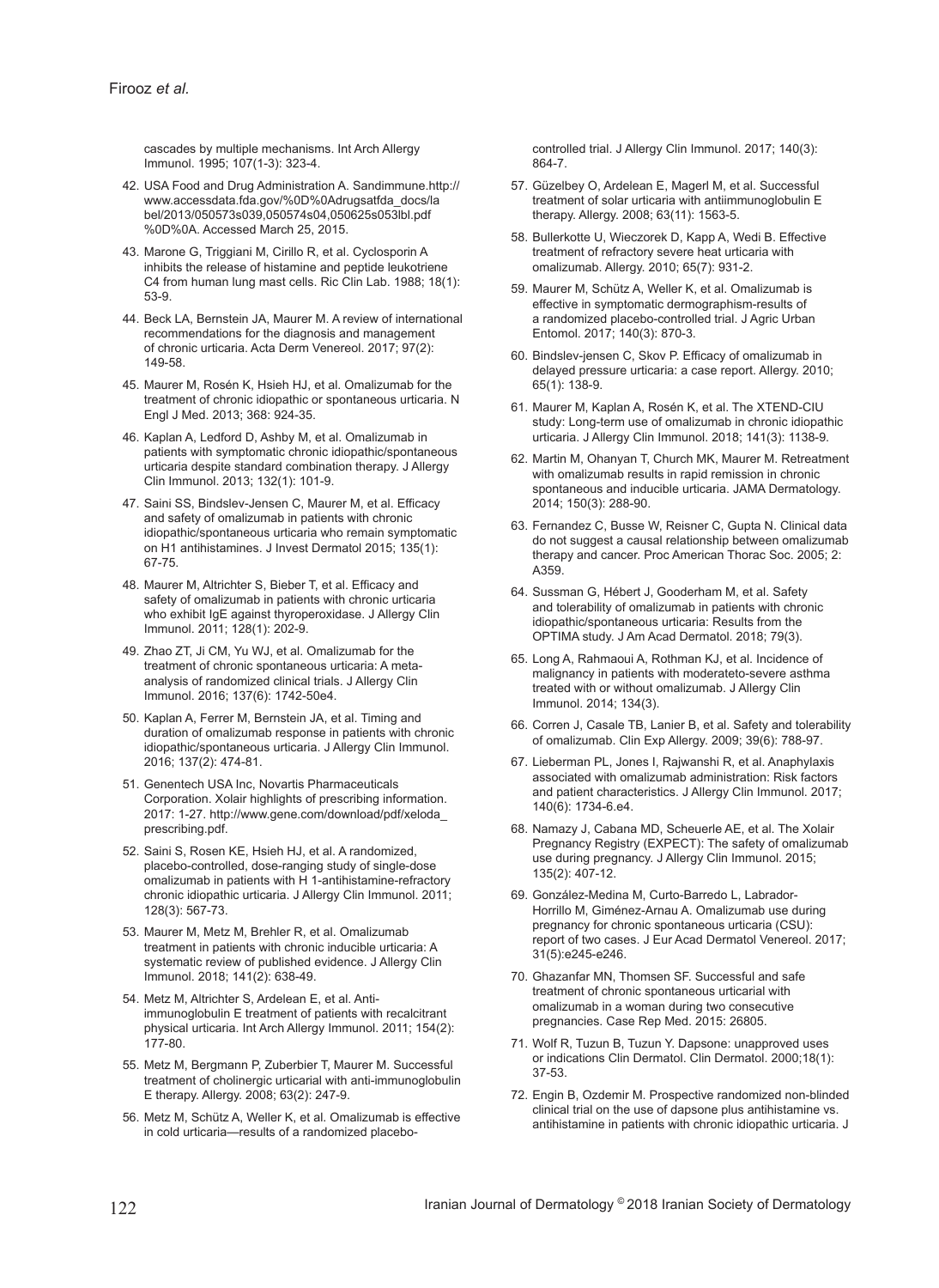cascades by multiple mechanisms. Int Arch Allergy Immunol. 1995; 107(1-3): 323-4.

42. USA Food and Drug Administration A. Sandimmune.http://www.accessdata.fda.gov/%0D%0Adrugsatfda_docs/label/2013/050573s039,050574s04,050625s053lbl.pdf%0D%0A. Accessed March 25, 2015.

43. Marone G, Triggiani M, Cirillo R, et al. Cyclosporin A inhibits the release of histamine and peptide leukotriene C4 from human lung mast cells. Ric Clin Lab. 1988; 18(1): 53-9.

44. Beck LA, Bernstein JA, Maurer M. A review of international recommendations for the diagnosis and management of chronic urticaria. Acta Derm Venereol. 2017; 97(2): 149-58.

45. Maurer M, Rosén K, Hsieh HJ, et al. Omalizumab for the treatment of chronic idiopathic or spontaneous urticaria. N Engl J Med. 2013; 368: 924-35.

46. Kaplan A, Ledford D, Ashby M, et al. Omalizumab in patients with symptomatic chronic idiopathic/spontaneous urticaria despite standard combination therapy. J Allergy Clin Immunol. 2013; 132(1): 101-9.

47. Saini SS, Bindslev-Jensen C, Maurer M, et al. Efficacy and safety of omalizumab in patients with chronic idiopathic/spontaneous urticaria who remain symptomatic on H1 antihistamines. J Invest Dermatol 2015; 135(1): 67-75.

48. Maurer M, Altrichter S, Bieber T, et al. Efficacy and safety of omalizumab in patients with chronic urticaria who exhibit IgE against thyroperoxidase. J Allergy Clin Immunol. 2011; 128(1): 202-9.

49. Zhao ZT, Ji CM, Yu WJ, et al. Omalizumab for the treatment of chronic spontaneous urticaria: A meta-analysis of randomized clinical trials. J Allergy Clin Immunol. 2016; 137(6): 1742-50e4.

50. Kaplan A, Ferrer M, Bernstein JA, et al. Timing and duration of omalizumab response in patients with chronic idiopathic/spontaneous urticaria. J Allergy Clin Immunol. 2016; 137(2): 474-81.

51. Genentech USA Inc, Novartis Pharmaceuticals Corporation. Xolair highlights of prescribing information. 2017: 1-27. http://www.gene.com/download/pdf/xeloda_prescribing.pdf.

52. Saini S, Rosen KE, Hsieh HJ, et al. A randomized, placebo-controlled, dose-ranging study of single-dose omalizumab in patients with H 1-antihistamine-refractory chronic idiopathic urticaria. J Allergy Clin Immunol. 2011; 128(3): 567-73.

53. Maurer M, Metz M, Brehler R, et al. Omalizumab treatment in patients with chronic inducible urticaria: A systematic review of published evidence. J Allergy Clin Immunol. 2018; 141(2): 638-49.

54. Metz M, Altrichter S, Ardelean E, et al. Anti-immunoglobulin E treatment of patients with recalcitrant physical urticaria. Int Arch Allergy Immunol. 2011; 154(2): 177-80.

55. Metz M, Bergmann P, Zuberbier T, Maurer M. Successful treatment of cholinergic urticarial with anti-immunoglobulin E therapy. Allergy. 2008; 63(2): 247-9.

56. Metz M, Schütz A, Weller K, et al. Omalizumab is effective in cold urticaria—results of a randomized placebo-controlled trial. J Allergy Clin Immunol. 2017; 140(3): 864-7.

57. Güzelbey O, Ardelean E, Magerl M, et al. Successful treatment of solar urticaria with antiimmunoglobulin E therapy. Allergy. 2008; 63(11): 1563-5.

58. Bullerkotte U, Wieczorek D, Kapp A, Wedi B. Effective treatment of refractory severe heat urticaria with omalizumab. Allergy. 2010; 65(7): 931-2.

59. Maurer M, Schütz A, Weller K, et al. Omalizumab is effective in symptomatic dermographism-results of a randomized placebo-controlled trial. J Agric Urban Entomol. 2017; 140(3): 870-3.

60. Bindslev-jensen C, Skov P. Efficacy of omalizumab in delayed pressure urticaria: a case report. Allergy. 2010; 65(1): 138-9.

61. Maurer M, Kaplan A, Rosén K, et al. The XTEND-CIU study: Long-term use of omalizumab in chronic idiopathic urticaria. J Allergy Clin Immunol. 2018; 141(3): 1138-9.

62. Martin M, Ohanyan T, Church MK, Maurer M. Retreatment with omalizumab results in rapid remission in chronic spontaneous and inducible urticaria. JAMA Dermatology. 2014; 150(3): 288-90.

63. Fernandez C, Busse W, Reisner C, Gupta N. Clinical data do not suggest a causal relationship between omalizumab therapy and cancer. Proc American Thorac Soc. 2005; 2: A359.

64. Sussman G, Hébert J, Gooderham M, et al. Safety and tolerability of omalizumab in patients with chronic idiopathic/spontaneous urticaria: Results from the OPTIMA study. J Am Acad Dermatol. 2018; 79(3).

65. Long A, Rahmaoui A, Rothman KJ, et al. Incidence of malignancy in patients with moderateto-severe asthma treated with or without omalizumab. J Allergy Clin Immunol. 2014; 134(3).

66. Corren J, Casale TB, Lanier B, et al. Safety and tolerability of omalizumab. Clin Exp Allergy. 2009; 39(6): 788-97.

67. Lieberman PL, Jones I, Rajwanshi R, et al. Anaphylaxis associated with omalizumab administration: Risk factors and patient characteristics. J Allergy Clin Immunol. 2017; 140(6): 1734-6.e4.

68. Namazy J, Cabana MD, Scheuerle AE, et al. The Xolair Pregnancy Registry (EXPECT): The safety of omalizumab use during pregnancy. J Allergy Clin Immunol. 2015; 135(2): 407-12.

69. González-Medina M, Curto-Barredo L, Labrador-Horrillo M, Giménez-Arnau A. Omalizumab use during pregnancy for chronic spontaneous urticaria (CSU): report of two cases. J Eur Acad Dermatol Venereol. 2017; 31(5):e245-e246.

70. Ghazanfar MN, Thomsen SF. Successful and safe treatment of chronic spontaneous urticarial with omalizumab in a woman during two consecutive pregnancies. Case Rep Med. 2015: 26805.

71. Wolf R, Tuzun B, Tuzun Y. Dapsone: unapproved uses or indications Clin Dermatol. Clin Dermatol. 2000;18(1): 37-53.

72. Engin B, Ozdemir M. Prospective randomized non-blinded clinical trial on the use of dapsone plus antihistamine vs. antihistamine in patients with chronic idiopathic urticaria. J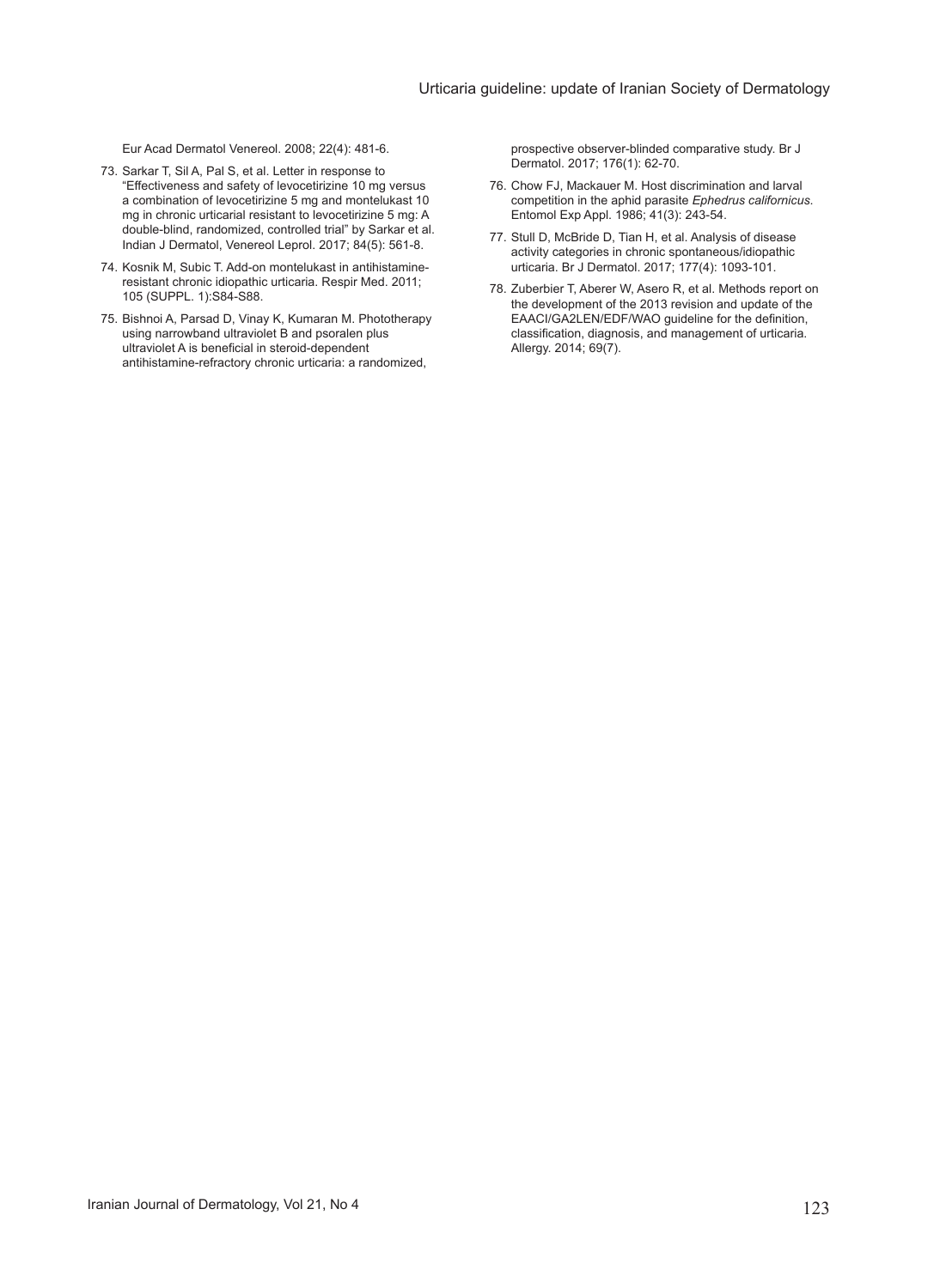Eur Acad Dermatol Venereol. 2008; 22(4): 481-6.

73. Sarkar T, Sil A, Pal S, et al. Letter in response to "Effectiveness and safety of levocetirizine 10 mg versus a combination of levocetirizine 5 mg and montelukast 10 mg in chronic urticarial resistant to levocetirizine 5 mg: A double-blind, randomized, controlled trial" by Sarkar et al. Indian J Dermatol, Venereol Leprol. 2017; 84(5): 561-8.
74. Kosnik M, Subic T. Add-on montelukast in antihistamine-resistant chronic idiopathic urticaria. Respir Med. 2011; 105 (SUPPL. 1):S84-S88.
75. Bishnoi A, Parsad D, Vinay K, Kumaran M. Phototherapy using narrowband ultraviolet B and psoralen plus ultraviolet A is beneficial in steroid-dependent antihistamine-refractory chronic urticaria: a randomized, prospective observer-blinded comparative study. Br J Dermatol. 2017; 176(1): 62-70.
76. Chow FJ, Mackauer M. Host discrimination and larval competition in the aphid parasite *Ephedrus californicus*. Entomol Exp Appl. 1986; 41(3): 243-54.
77. Stull D, McBride D, Tian H, et al. Analysis of disease activity categories in chronic spontaneous/idiopathic urticaria. Br J Dermatol. 2017; 177(4): 1093-101.
78. Zuberbier T, Aberer W, Asero R, et al. Methods report on the development of the 2013 revision and update of the EAACI/GA2LEN/EDF/WAO guideline for the definition, classification, diagnosis, and management of urticaria. Allergy. 2014; 69(7).